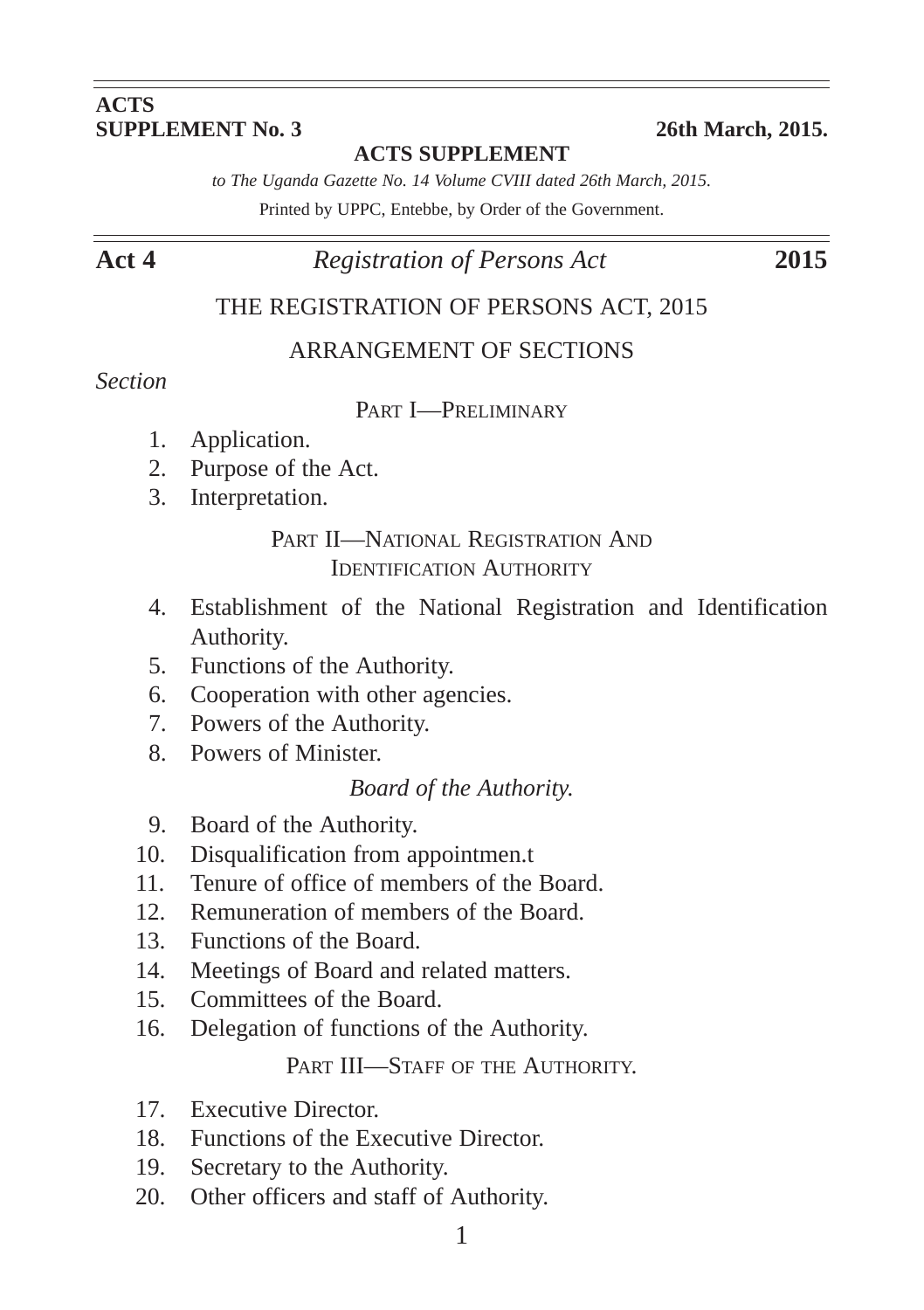**ACTS SUPPLEMENT No. 3** **26th March, 2015.**

**ACTS SUPPLEMENT**

*to The Uganda Gazette No. 14 Volume CVIII dated 26th March, 2015.*

Printed by UPPC, Entebbe, by Order of the Government.

**Act 4** *Registration of Persons Act* **2015**

# THE REGISTRATION OF PERSONS ACT, 2015

## ARRANGEMENT OF SECTIONS

*Section*

### PART I—PRELIMINARY

1. Application.
2. Purpose of the Act.
3. Interpretation.

### PART II—NATIONAL REGISTRATION AND IDENTIFICATION AUTHORITY

4. Establishment of the National Registration and Identification Authority.
5. Functions of the Authority.
6. Cooperation with other agencies.
7. Powers of the Authority.
8. Powers of Minister.

*Board of the Authority.*

9. Board of the Authority.
10. Disqualification from appointmen.t
11. Tenure of office of members of the Board.
12. Remuneration of members of the Board.
13. Functions of the Board.
14. Meetings of Board and related matters.
15. Committees of the Board.
16. Delegation of functions of the Authority.

### PART III—STAFF OF THE AUTHORITY.

17. Executive Director.
18. Functions of the Executive Director.
19. Secretary to the Authority.
20. Other officers and staff of Authority.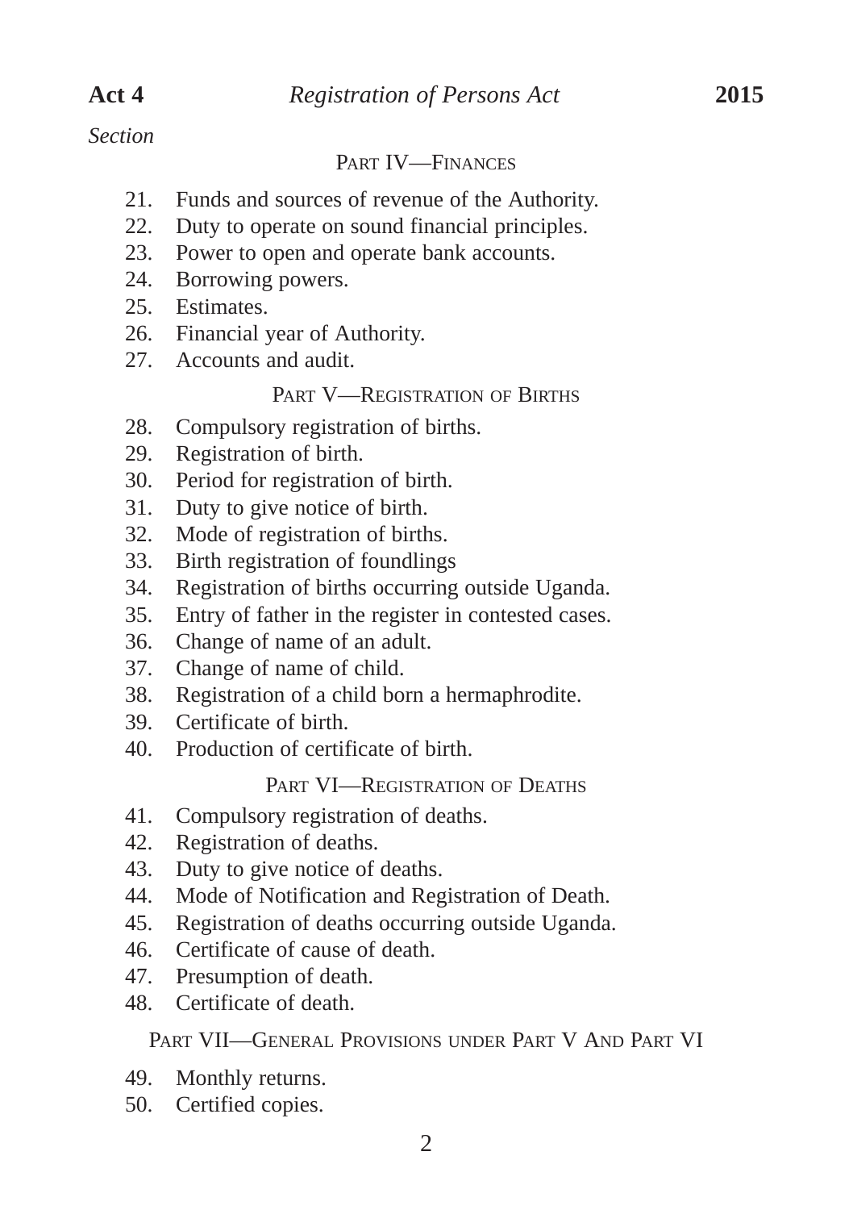*Section*

### PART IV—FINANCES

21. Funds and sources of revenue of the Authority.
22. Duty to operate on sound financial principles.
23. Power to open and operate bank accounts.
24. Borrowing powers.
25. Estimates.
26. Financial year of Authority.
27. Accounts and audit.

### PART V—REGISTRATION OF BIRTHS

28. Compulsory registration of births.
29. Registration of birth.
30. Period for registration of birth.
31. Duty to give notice of birth.
32. Mode of registration of births.
33. Birth registration of foundlings
34. Registration of births occurring outside Uganda.
35. Entry of father in the register in contested cases.
36. Change of name of an adult.
37. Change of name of child.
38. Registration of a child born a hermaphrodite.
39. Certificate of birth.
40. Production of certificate of birth.

### PART VI—REGISTRATION OF DEATHS

41. Compulsory registration of deaths.
42. Registration of deaths.
43. Duty to give notice of deaths.
44. Mode of Notification and Registration of Death.
45. Registration of deaths occurring outside Uganda.
46. Certificate of cause of death.
47. Presumption of death.
48. Certificate of death.

### PART VII—GENERAL PROVISIONS UNDER PART V AND PART VI

49. Monthly returns.
50. Certified copies.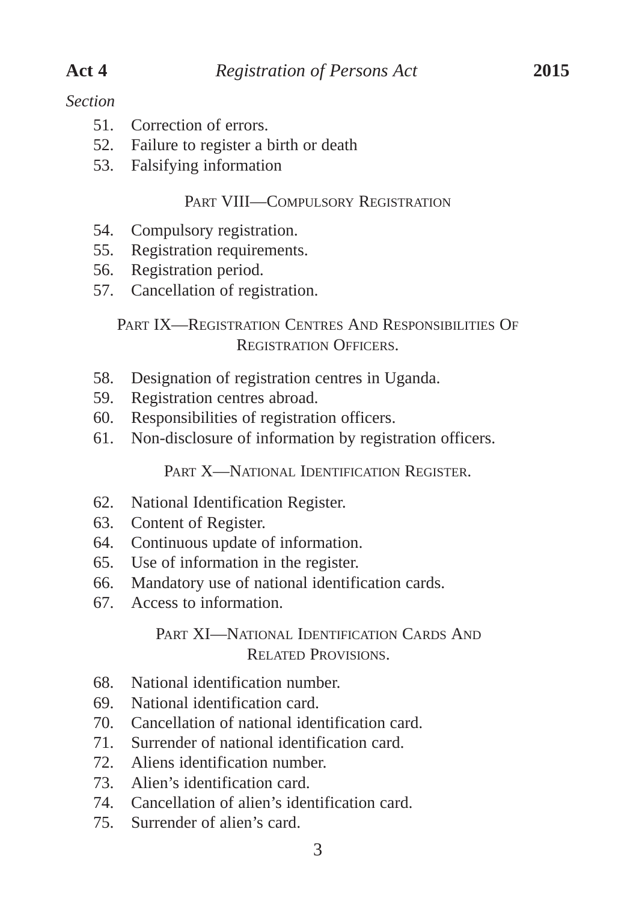*Section*

51. Correction of errors.
52. Failure to register a birth or death
53. Falsifying information

### PART VIII—COMPULSORY REGISTRATION

54. Compulsory registration.
55. Registration requirements.
56. Registration period.
57. Cancellation of registration.

### PART IX—REGISTRATION CENTRES AND RESPONSIBILITIES OF REGISTRATION OFFICERS.

58. Designation of registration centres in Uganda.
59. Registration centres abroad.
60. Responsibilities of registration officers.
61. Non-disclosure of information by registration officers.

### PART X—NATIONAL IDENTIFICATION REGISTER.

62. National Identification Register.
63. Content of Register.
64. Continuous update of information.
65. Use of information in the register.
66. Mandatory use of national identification cards.
67. Access to information.

### PART XI—NATIONAL IDENTIFICATION CARDS AND RELATED PROVISIONS.

68. National identification number.
69. National identification card.
70. Cancellation of national identification card.
71. Surrender of national identification card.
72. Aliens identification number.
73. Alien's identification card.
74. Cancellation of alien's identification card.
75. Surrender of alien's card.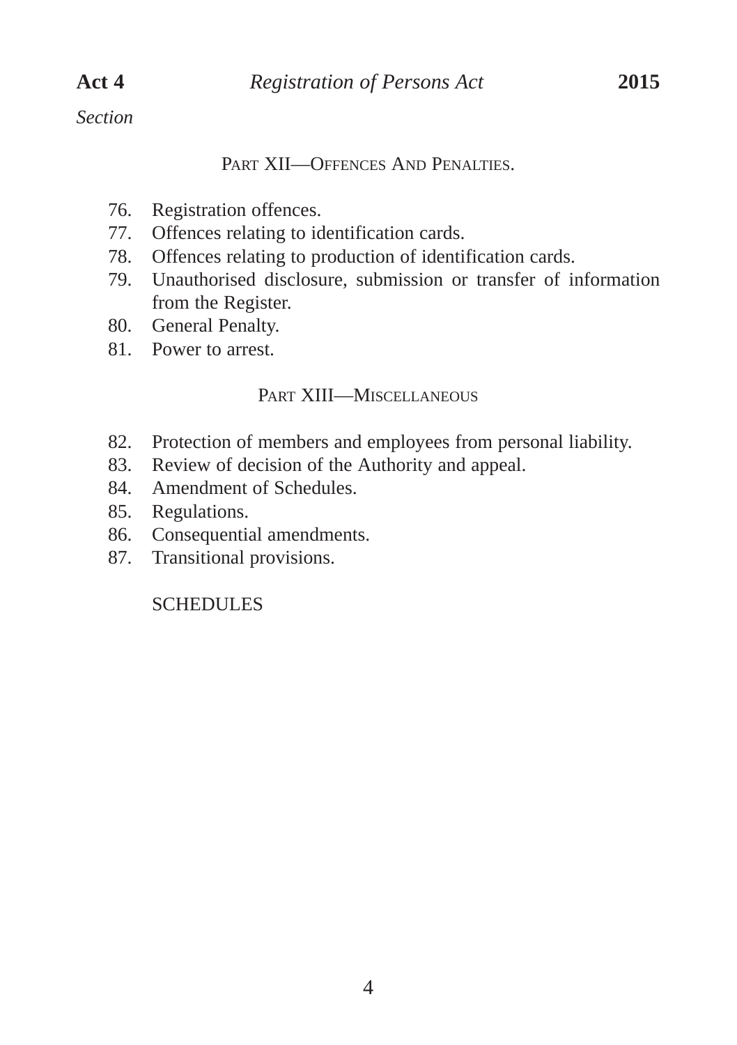*Section*

PART XII—OFFENCES AND PENALTIES.

76. Registration offences.
77. Offences relating to identification cards.
78. Offences relating to production of identification cards.
79. Unauthorised disclosure, submission or transfer of information from the Register.
80. General Penalty.
81. Power to arrest.

PART XIII—MISCELLANEOUS

82. Protection of members and employees from personal liability.
83. Review of decision of the Authority and appeal.
84. Amendment of Schedules.
85. Regulations.
86. Consequential amendments.
87. Transitional provisions.

SCHEDULES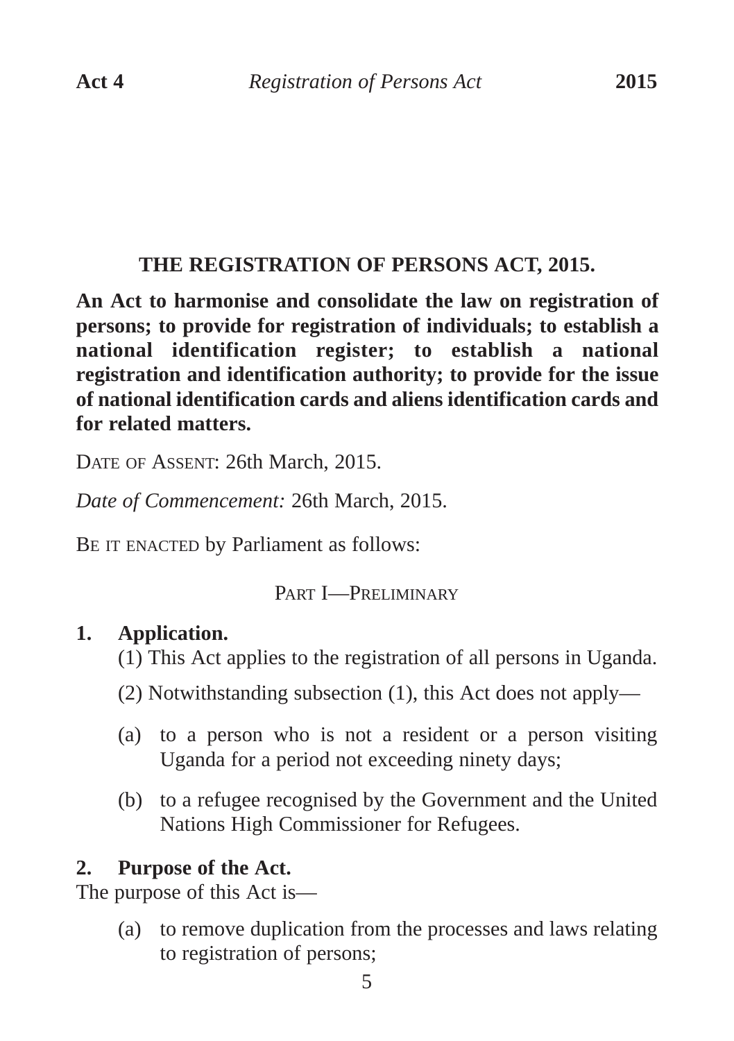# THE REGISTRATION OF PERSONS ACT, 2015.

**An Act to harmonise and consolidate the law on registration of persons; to provide for registration of individuals; to establish a national identification register; to establish a national registration and identification authority; to provide for the issue of national identification cards and aliens identification cards and for related matters.**

DATE OF ASSENT: 26th March, 2015.

*Date of Commencement:* 26th March, 2015.

BE IT ENACTED by Parliament as follows:

## PART I—PRELIMINARY

### 1. Application.

(1) This Act applies to the registration of all persons in Uganda.

(2) Notwithstanding subsection (1), this Act does not apply—

(a) to a person who is not a resident or a person visiting Uganda for a period not exceeding ninety days;

(b) to a refugee recognised by the Government and the United Nations High Commissioner for Refugees.

### 2. Purpose of the Act.

The purpose of this Act is—

(a) to remove duplication from the processes and laws relating to registration of persons;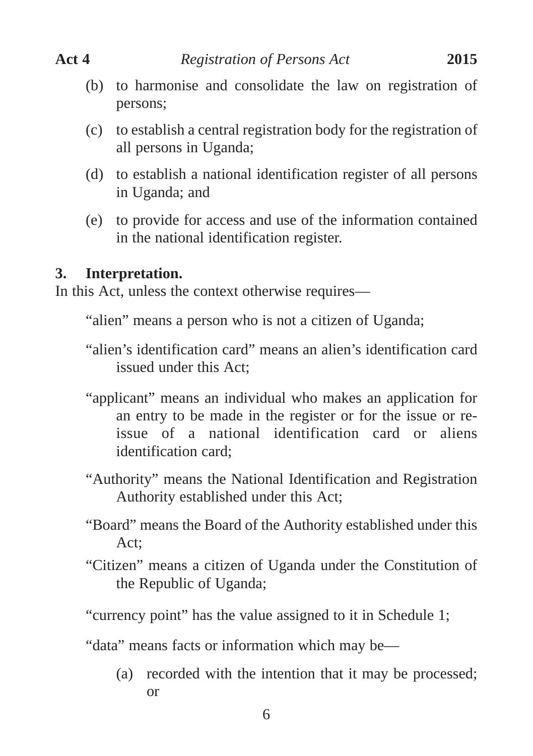(b) to harmonise and consolidate the law on registration of persons;

(c) to establish a central registration body for the registration of all persons in Uganda;

(d) to establish a national identification register of all persons in Uganda; and

(e) to provide for access and use of the information contained in the national identification register.

**3. Interpretation.**

In this Act, unless the context otherwise requires—

"alien" means a person who is not a citizen of Uganda;

"alien's identification card" means an alien's identification card issued under this Act;

"applicant" means an individual who makes an application for an entry to be made in the register or for the issue or re-issue of a national identification card or aliens identification card;

"Authority" means the National Identification and Registration Authority established under this Act;

"Board" means the Board of the Authority established under this Act;

"Citizen" means a citizen of Uganda under the Constitution of the Republic of Uganda;

"currency point" has the value assigned to it in Schedule 1;

"data" means facts or information which may be—

(a) recorded with the intention that it may be processed; or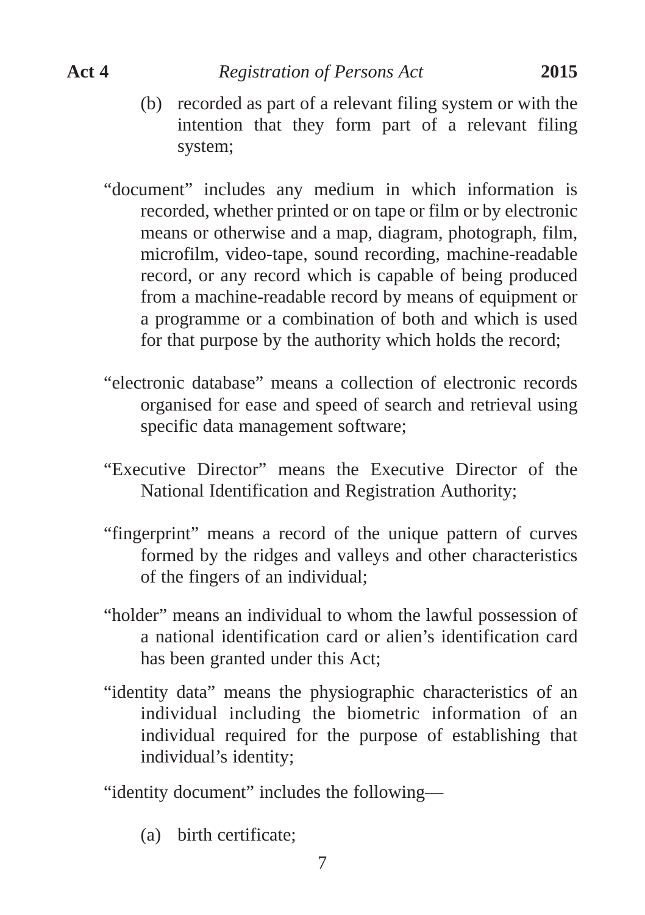(b) recorded as part of a relevant filing system or with the intention that they form part of a relevant filing system;

"document" includes any medium in which information is recorded, whether printed or on tape or film or by electronic means or otherwise and a map, diagram, photograph, film, microfilm, video-tape, sound recording, machine-readable record, or any record which is capable of being produced from a machine-readable record by means of equipment or a programme or a combination of both and which is used for that purpose by the authority which holds the record;

"electronic database" means a collection of electronic records organised for ease and speed of search and retrieval using specific data management software;

"Executive Director" means the Executive Director of the National Identification and Registration Authority;

"fingerprint" means a record of the unique pattern of curves formed by the ridges and valleys and other characteristics of the fingers of an individual;

"holder" means an individual to whom the lawful possession of a national identification card or alien's identification card has been granted under this Act;

"identity data" means the physiographic characteristics of an individual including the biometric information of an individual required for the purpose of establishing that individual's identity;

"identity document" includes the following—

(a) birth certificate;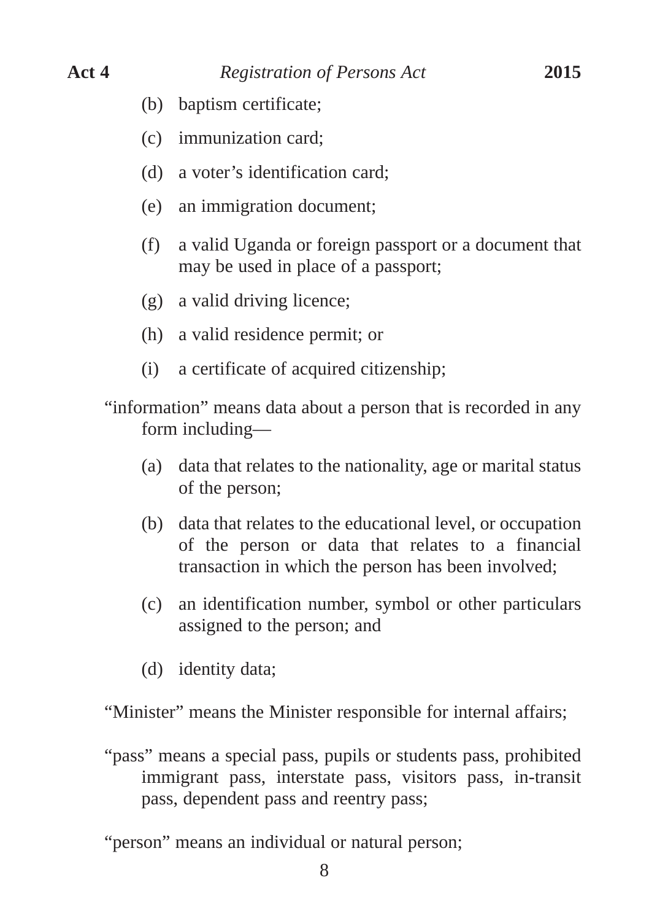(b) baptism certificate;

(c) immunization card;

(d) a voter’s identification card;

(e) an immigration document;

(f) a valid Uganda or foreign passport or a document that may be used in place of a passport;

(g) a valid driving licence;

(h) a valid residence permit; or

(i) a certificate of acquired citizenship;

“information” means data about a person that is recorded in any form including—

(a) data that relates to the nationality, age or marital status of the person;

(b) data that relates to the educational level, or occupation of the person or data that relates to a financial transaction in which the person has been involved;

(c) an identification number, symbol or other particulars assigned to the person; and

(d) identity data;

“Minister” means the Minister responsible for internal affairs;

“pass” means a special pass, pupils or students pass, prohibited immigrant pass, interstate pass, visitors pass, in-transit pass, dependent pass and reentry pass;

“person” means an individual or natural person;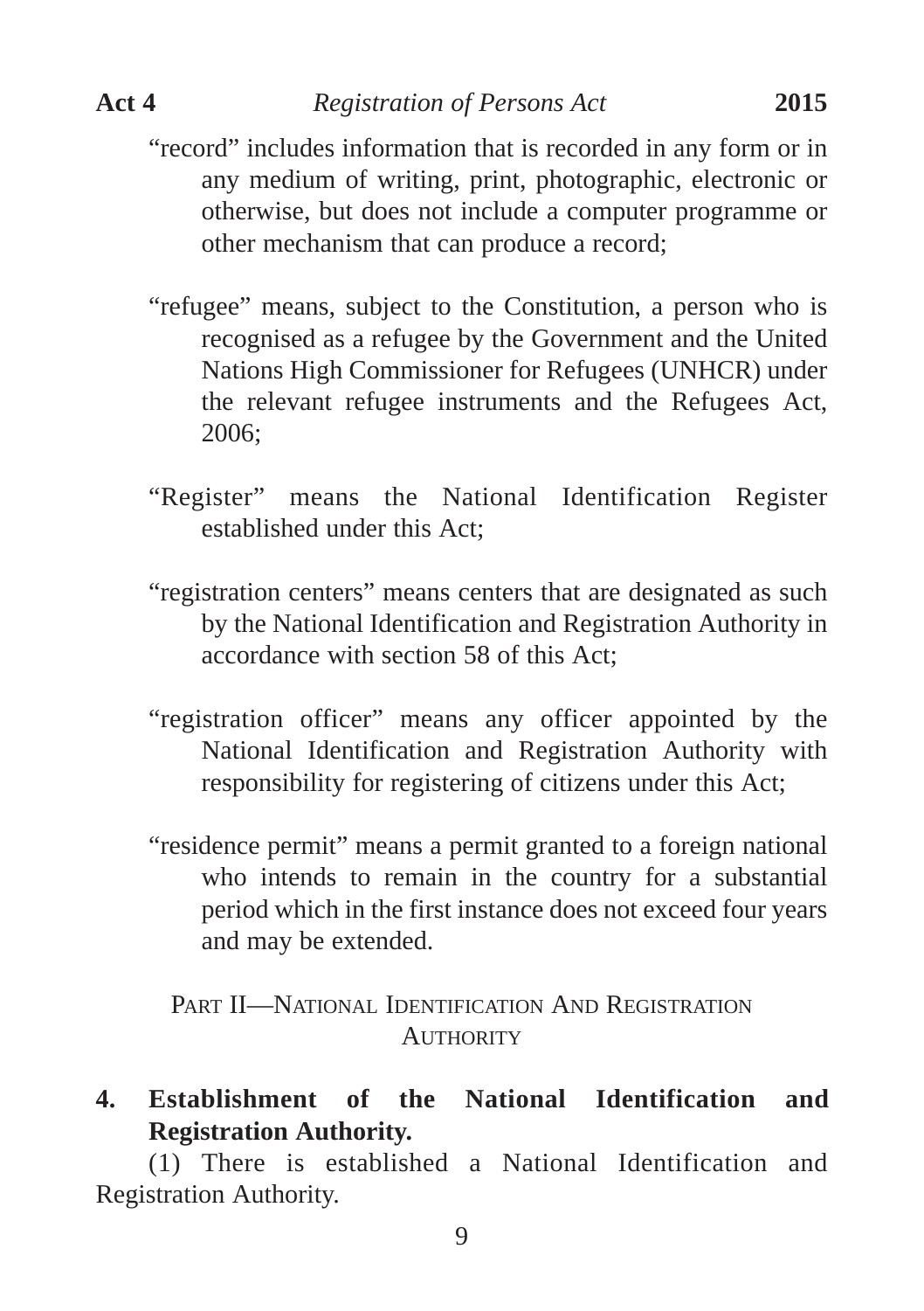"record" includes information that is recorded in any form or in any medium of writing, print, photographic, electronic or otherwise, but does not include a computer programme or other mechanism that can produce a record;

"refugee" means, subject to the Constitution, a person who is recognised as a refugee by the Government and the United Nations High Commissioner for Refugees (UNHCR) under the relevant refugee instruments and the Refugees Act, 2006;

"Register" means the National Identification Register established under this Act;

"registration centers" means centers that are designated as such by the National Identification and Registration Authority in accordance with section 58 of this Act;

"registration officer" means any officer appointed by the National Identification and Registration Authority with responsibility for registering of citizens under this Act;

"residence permit" means a permit granted to a foreign national who intends to remain in the country for a substantial period which in the first instance does not exceed four years and may be extended.

## PART II—NATIONAL IDENTIFICATION AND REGISTRATION AUTHORITY

**4. Establishment of the National Identification and Registration Authority.**

(1) There is established a National Identification and Registration Authority.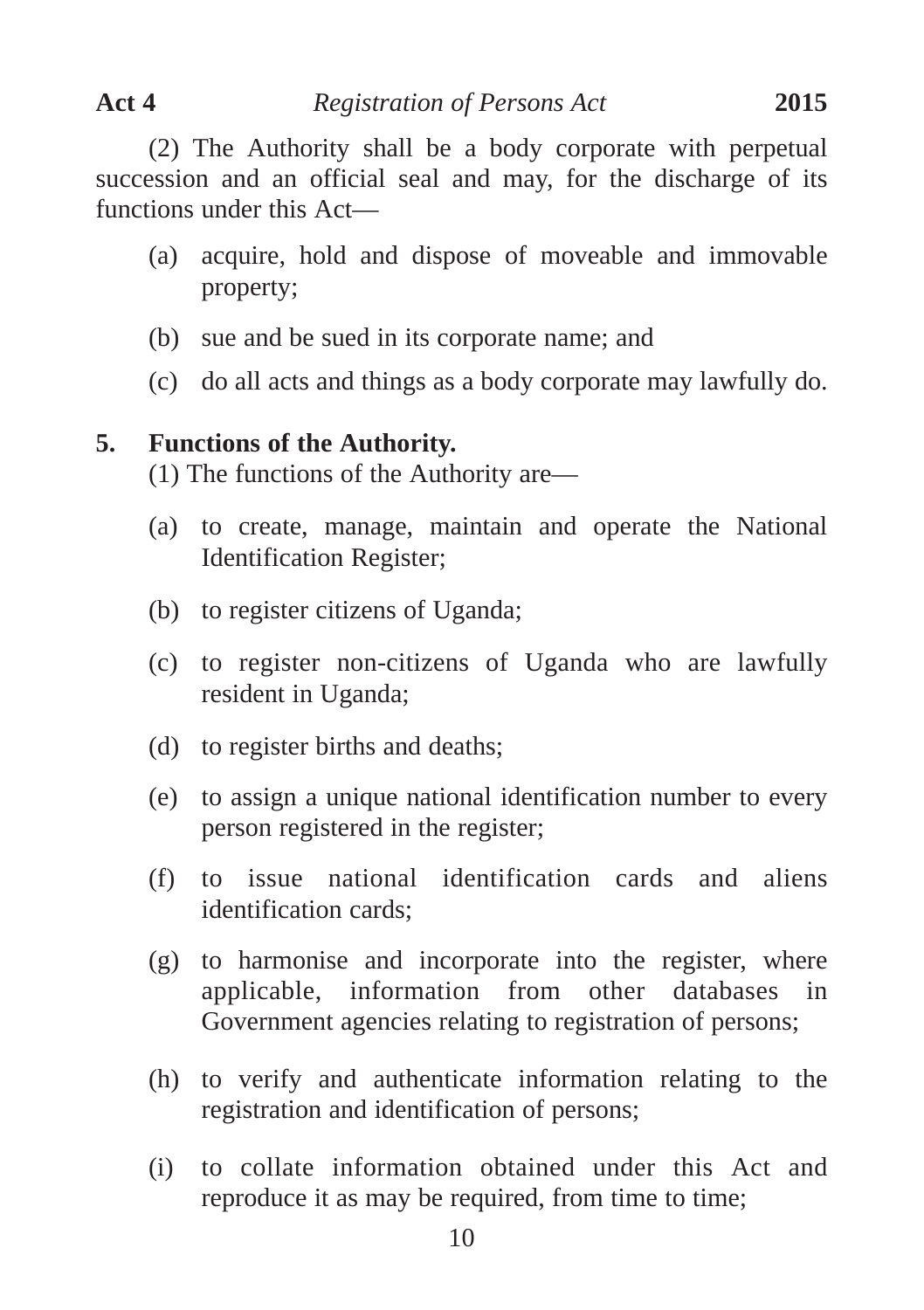(2) The Authority shall be a body corporate with perpetual succession and an official seal and may, for the discharge of its functions under this Act—

(a) acquire, hold and dispose of moveable and immovable property;

(b) sue and be sued in its corporate name; and

(c) do all acts and things as a body corporate may lawfully do.

**5. Functions of the Authority.**

(1) The functions of the Authority are—

(a) to create, manage, maintain and operate the National Identification Register;

(b) to register citizens of Uganda;

(c) to register non-citizens of Uganda who are lawfully resident in Uganda;

(d) to register births and deaths;

(e) to assign a unique national identification number to every person registered in the register;

(f) to issue national identification cards and aliens identification cards;

(g) to harmonise and incorporate into the register, where applicable, information from other databases in Government agencies relating to registration of persons;

(h) to verify and authenticate information relating to the registration and identification of persons;

(i) to collate information obtained under this Act and reproduce it as may be required, from time to time;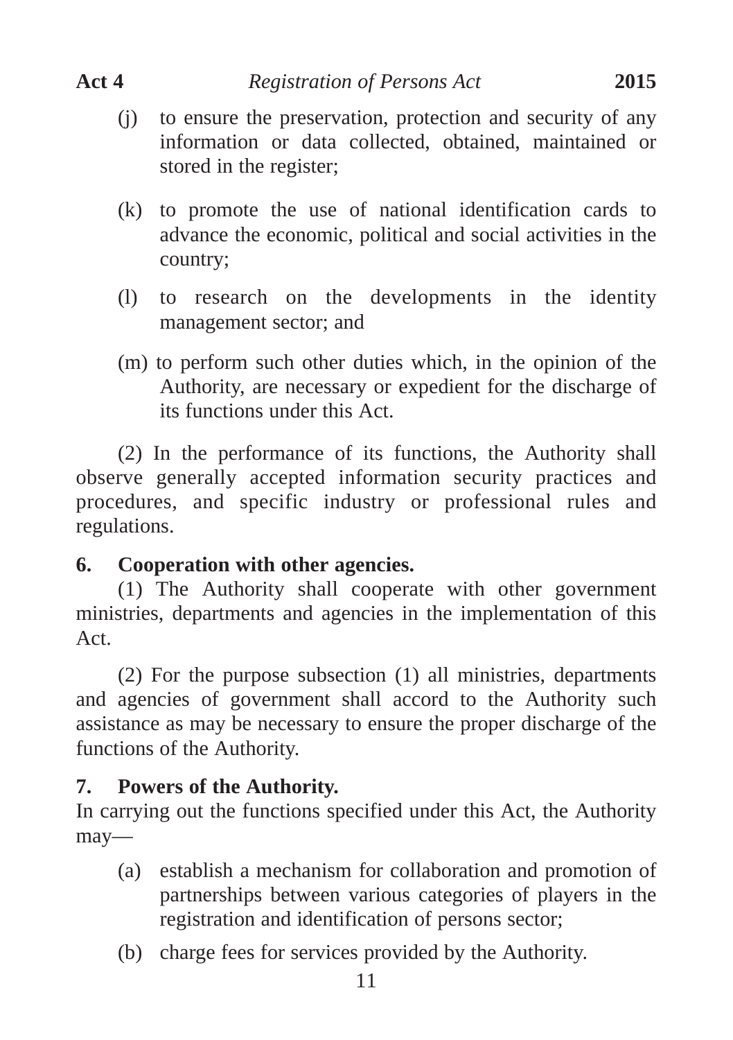(j) to ensure the preservation, protection and security of any information or data collected, obtained, maintained or stored in the register;

(k) to promote the use of national identification cards to advance the economic, political and social activities in the country;

(l) to research on the developments in the identity management sector; and

(m) to perform such other duties which, in the opinion of the Authority, are necessary or expedient for the discharge of its functions under this Act.

(2) In the performance of its functions, the Authority shall observe generally accepted information security practices and procedures, and specific industry or professional rules and regulations.

**6. Cooperation with other agencies.**

(1) The Authority shall cooperate with other government ministries, departments and agencies in the implementation of this Act.

(2) For the purpose subsection (1) all ministries, departments and agencies of government shall accord to the Authority such assistance as may be necessary to ensure the proper discharge of the functions of the Authority.

**7. Powers of the Authority.**

In carrying out the functions specified under this Act, the Authority may—

(a) establish a mechanism for collaboration and promotion of partnerships between various categories of players in the registration and identification of persons sector;

(b) charge fees for services provided by the Authority.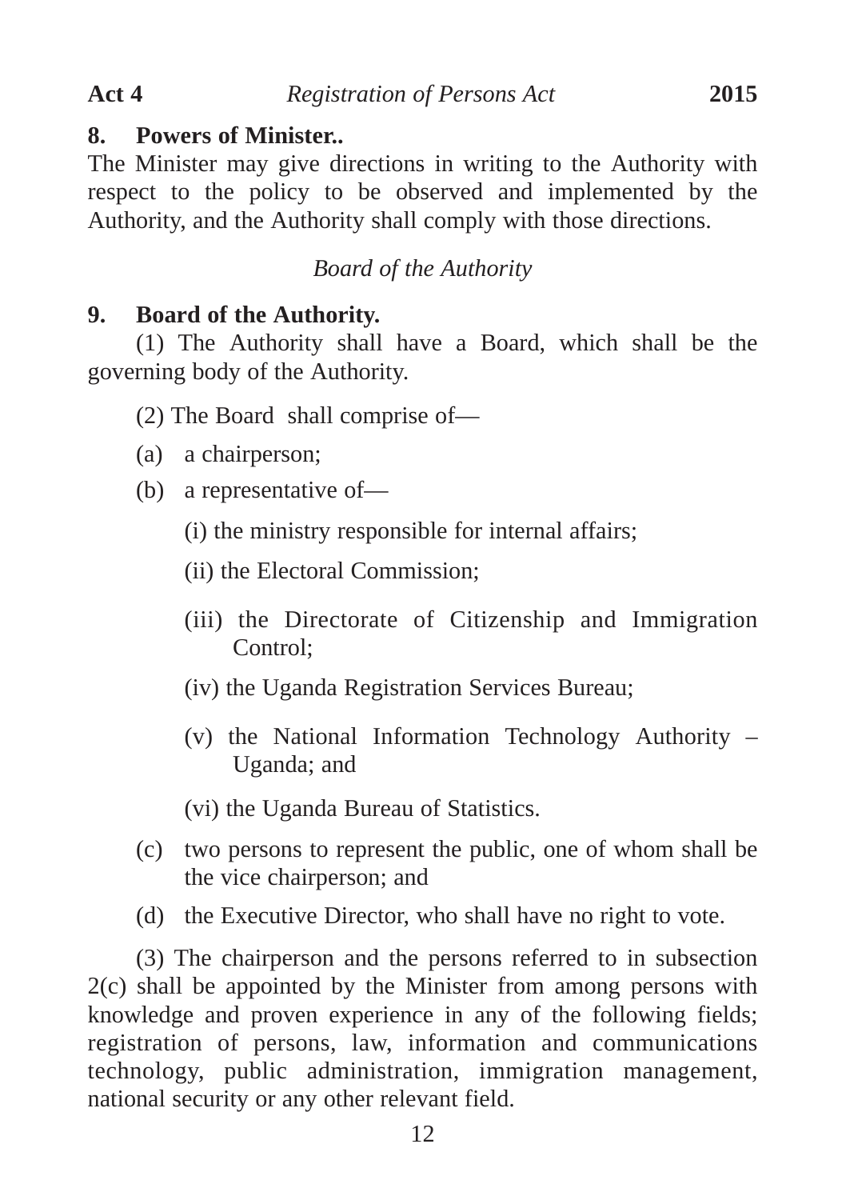**8. Powers of Minister..**

The Minister may give directions in writing to the Authority with respect to the policy to be observed and implemented by the Authority, and the Authority shall comply with those directions.

*Board of the Authority*

**9. Board of the Authority.**

(1) The Authority shall have a Board, which shall be the governing body of the Authority.

(2) The Board shall comprise of—

(a) a chairperson;

(b) a representative of—

(i) the ministry responsible for internal affairs;

(ii) the Electoral Commission;

(iii) the Directorate of Citizenship and Immigration Control;

(iv) the Uganda Registration Services Bureau;

(v) the National Information Technology Authority – Uganda; and

(vi) the Uganda Bureau of Statistics.

(c) two persons to represent the public, one of whom shall be the vice chairperson; and

(d) the Executive Director, who shall have no right to vote.

(3) The chairperson and the persons referred to in subsection 2(c) shall be appointed by the Minister from among persons with knowledge and proven experience in any of the following fields; registration of persons, law, information and communications technology, public administration, immigration management, national security or any other relevant field.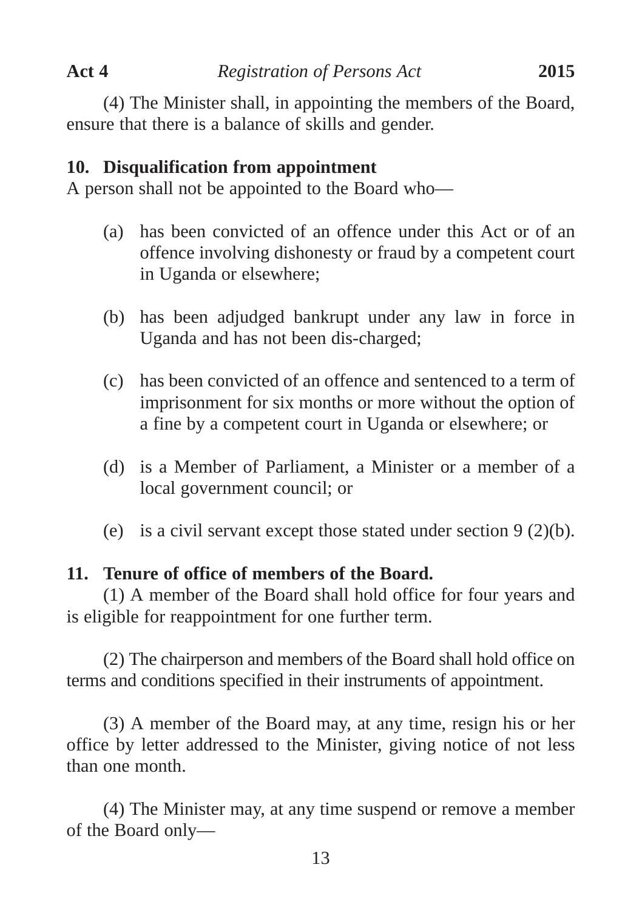(4) The Minister shall, in appointing the members of the Board, ensure that there is a balance of skills and gender.

**10. Disqualification from appointment**

A person shall not be appointed to the Board who—

(a) has been convicted of an offence under this Act or of an offence involving dishonesty or fraud by a competent court in Uganda or elsewhere;

(b) has been adjudged bankrupt under any law in force in Uganda and has not been dis-charged;

(c) has been convicted of an offence and sentenced to a term of imprisonment for six months or more without the option of a fine by a competent court in Uganda or elsewhere; or

(d) is a Member of Parliament, a Minister or a member of a local government council; or

(e) is a civil servant except those stated under section 9 (2)(b).

**11. Tenure of office of members of the Board.**

(1) A member of the Board shall hold office for four years and is eligible for reappointment for one further term.

(2) The chairperson and members of the Board shall hold office on terms and conditions specified in their instruments of appointment.

(3) A member of the Board may, at any time, resign his or her office by letter addressed to the Minister, giving notice of not less than one month.

(4) The Minister may, at any time suspend or remove a member of the Board only—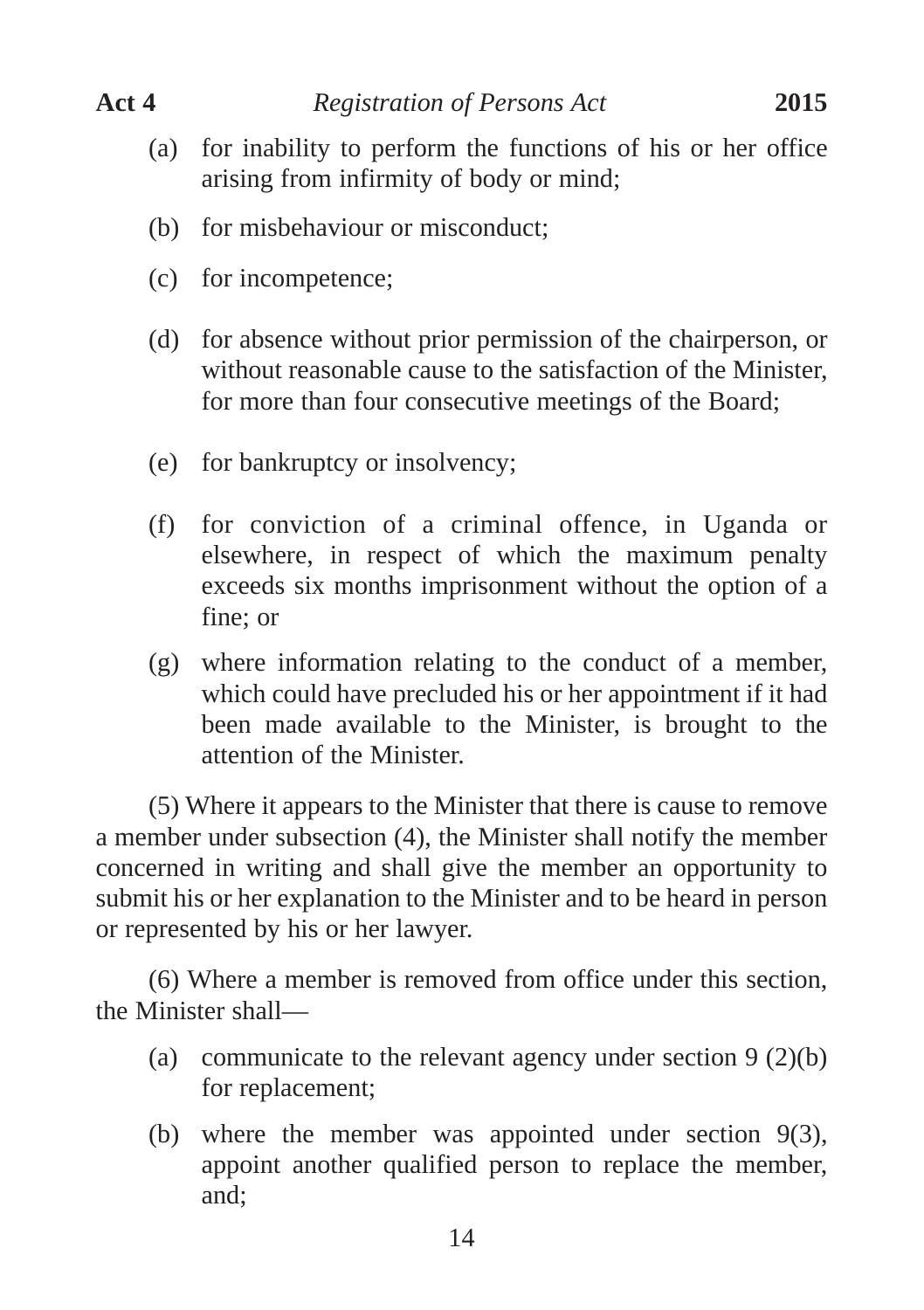(a) for inability to perform the functions of his or her office arising from infirmity of body or mind;

(b) for misbehaviour or misconduct;

(c) for incompetence;

(d) for absence without prior permission of the chairperson, or without reasonable cause to the satisfaction of the Minister, for more than four consecutive meetings of the Board;

(e) for bankruptcy or insolvency;

(f) for conviction of a criminal offence, in Uganda or elsewhere, in respect of which the maximum penalty exceeds six months imprisonment without the option of a fine; or

(g) where information relating to the conduct of a member, which could have precluded his or her appointment if it had been made available to the Minister, is brought to the attention of the Minister.

(5) Where it appears to the Minister that there is cause to remove a member under subsection (4), the Minister shall notify the member concerned in writing and shall give the member an opportunity to submit his or her explanation to the Minister and to be heard in person or represented by his or her lawyer.

(6) Where a member is removed from office under this section, the Minister shall—

(a) communicate to the relevant agency under section 9 (2)(b) for replacement;

(b) where the member was appointed under section 9(3), appoint another qualified person to replace the member, and;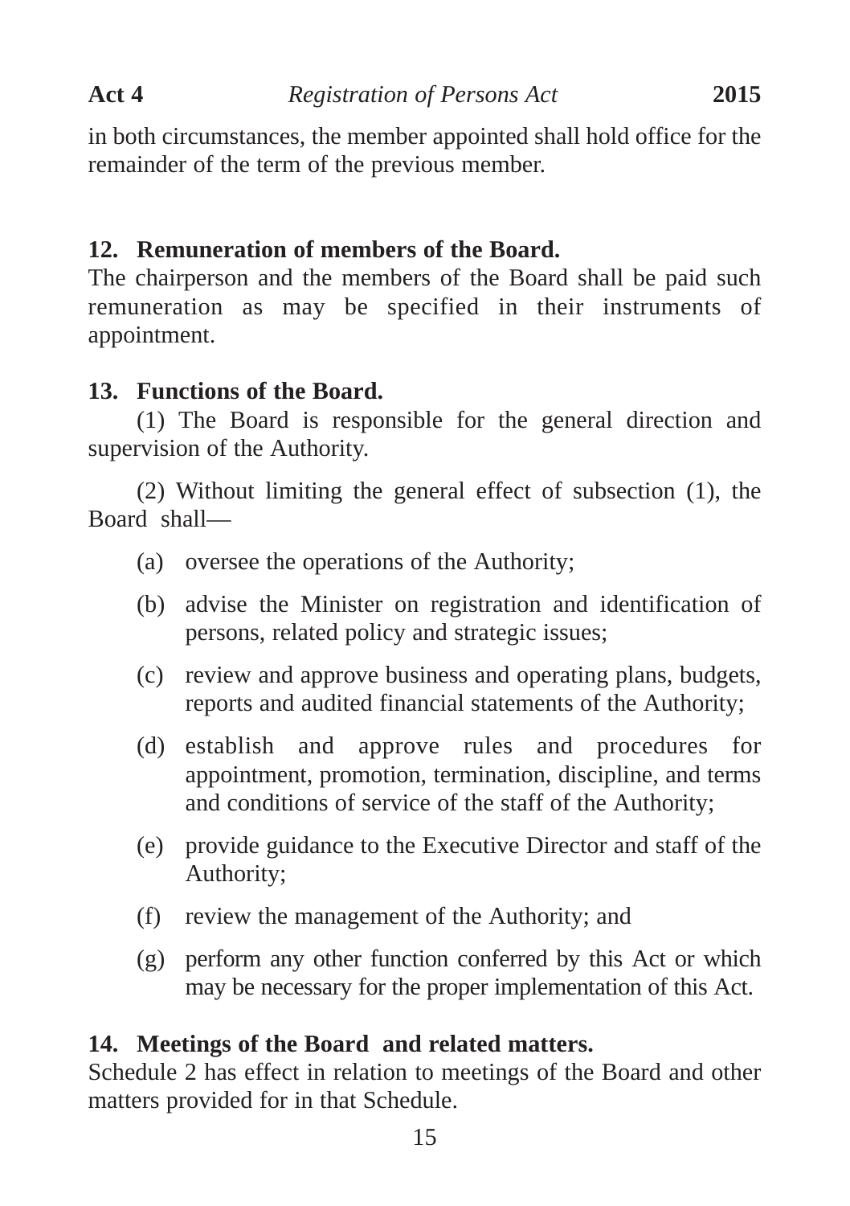in both circumstances, the member appointed shall hold office for the remainder of the term of the previous member.

**12. Remuneration of members of the Board.**

The chairperson and the members of the Board shall be paid such remuneration as may be specified in their instruments of appointment.

**13. Functions of the Board.**

(1) The Board is responsible for the general direction and supervision of the Authority.

(2) Without limiting the general effect of subsection (1), the Board shall—

(a) oversee the operations of the Authority;

(b) advise the Minister on registration and identification of persons, related policy and strategic issues;

(c) review and approve business and operating plans, budgets, reports and audited financial statements of the Authority;

(d) establish and approve rules and procedures for appointment, promotion, termination, discipline, and terms and conditions of service of the staff of the Authority;

(e) provide guidance to the Executive Director and staff of the Authority;

(f) review the management of the Authority; and

(g) perform any other function conferred by this Act or which may be necessary for the proper implementation of this Act.

**14. Meetings of the Board and related matters.**

Schedule 2 has effect in relation to meetings of the Board and other matters provided for in that Schedule.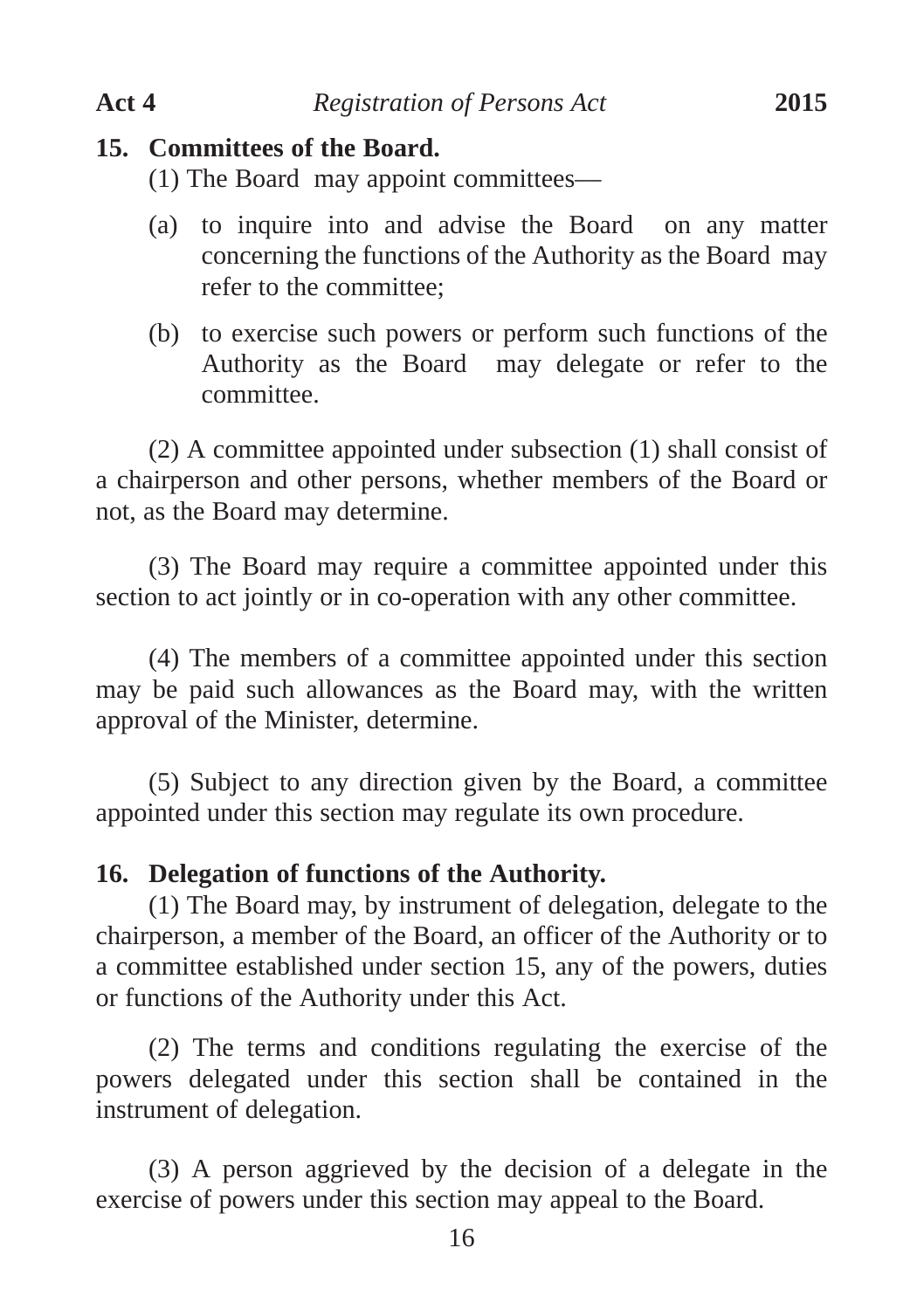**15. Committees of the Board.**

(1) The Board may appoint committees—

(a) to inquire into and advise the Board on any matter concerning the functions of the Authority as the Board may refer to the committee;

(b) to exercise such powers or perform such functions of the Authority as the Board may delegate or refer to the committee.

(2) A committee appointed under subsection (1) shall consist of a chairperson and other persons, whether members of the Board or not, as the Board may determine.

(3) The Board may require a committee appointed under this section to act jointly or in co-operation with any other committee.

(4) The members of a committee appointed under this section may be paid such allowances as the Board may, with the written approval of the Minister, determine.

(5) Subject to any direction given by the Board, a committee appointed under this section may regulate its own procedure.

**16. Delegation of functions of the Authority.**

(1) The Board may, by instrument of delegation, delegate to the chairperson, a member of the Board, an officer of the Authority or to a committee established under section 15, any of the powers, duties or functions of the Authority under this Act.

(2) The terms and conditions regulating the exercise of the powers delegated under this section shall be contained in the instrument of delegation.

(3) A person aggrieved by the decision of a delegate in the exercise of powers under this section may appeal to the Board.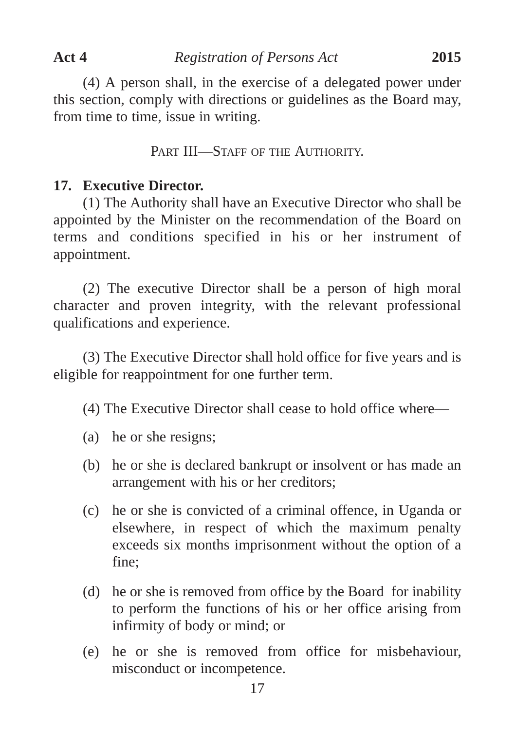(4) A person shall, in the exercise of a delegated power under this section, comply with directions or guidelines as the Board may, from time to time, issue in writing.

## PART III—STAFF OF THE AUTHORITY.

### 17. Executive Director.

(1) The Authority shall have an Executive Director who shall be appointed by the Minister on the recommendation of the Board on terms and conditions specified in his or her instrument of appointment.

(2) The executive Director shall be a person of high moral character and proven integrity, with the relevant professional qualifications and experience.

(3) The Executive Director shall hold office for five years and is eligible for reappointment for one further term.

(4) The Executive Director shall cease to hold office where—

(a) he or she resigns;

(b) he or she is declared bankrupt or insolvent or has made an arrangement with his or her creditors;

(c) he or she is convicted of a criminal offence, in Uganda or elsewhere, in respect of which the maximum penalty exceeds six months imprisonment without the option of a fine;

(d) he or she is removed from office by the Board for inability to perform the functions of his or her office arising from infirmity of body or mind; or

(e) he or she is removed from office for misbehaviour, misconduct or incompetence.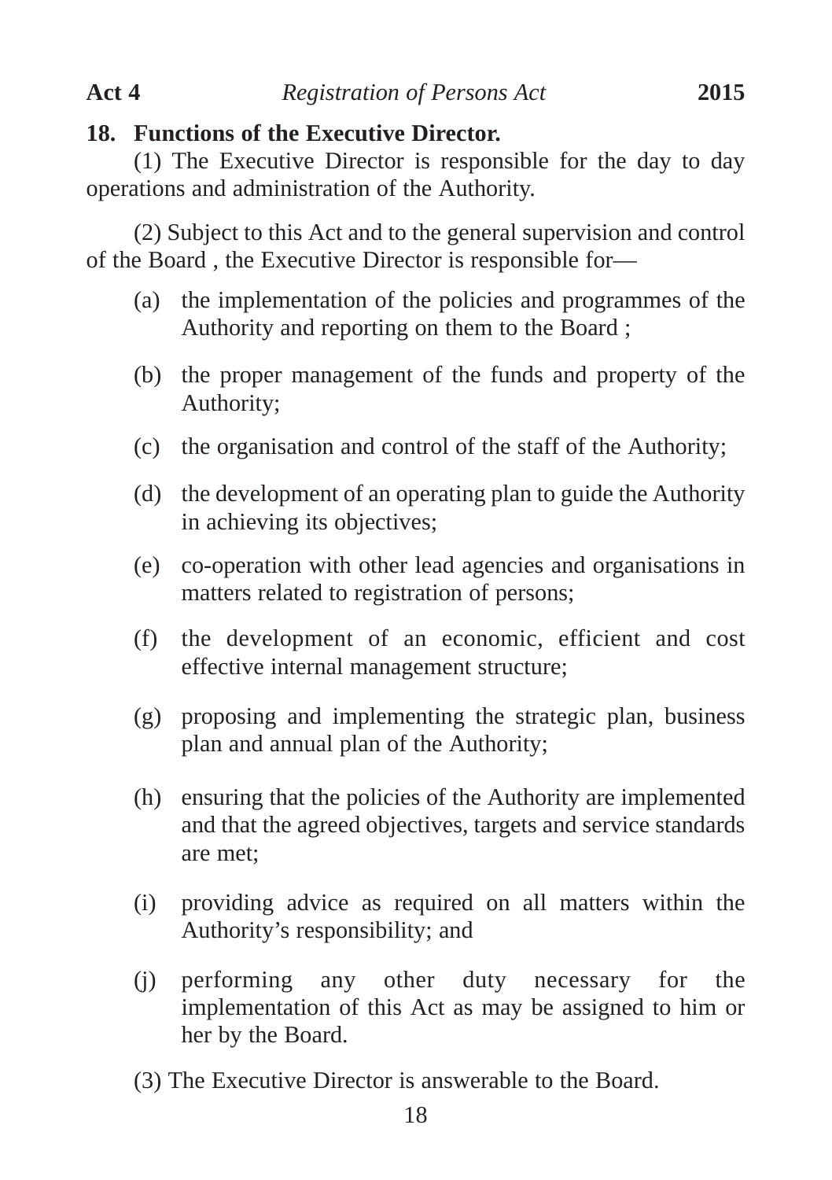**18. Functions of the Executive Director.**

(1) The Executive Director is responsible for the day to day operations and administration of the Authority.

(2) Subject to this Act and to the general supervision and control of the Board , the Executive Director is responsible for—

(a) the implementation of the policies and programmes of the Authority and reporting on them to the Board ;

(b) the proper management of the funds and property of the Authority;

(c) the organisation and control of the staff of the Authority;

(d) the development of an operating plan to guide the Authority in achieving its objectives;

(e) co-operation with other lead agencies and organisations in matters related to registration of persons;

(f) the development of an economic, efficient and cost effective internal management structure;

(g) proposing and implementing the strategic plan, business plan and annual plan of the Authority;

(h) ensuring that the policies of the Authority are implemented and that the agreed objectives, targets and service standards are met;

(i) providing advice as required on all matters within the Authority's responsibility; and

(j) performing any other duty necessary for the implementation of this Act as may be assigned to him or her by the Board.

(3) The Executive Director is answerable to the Board.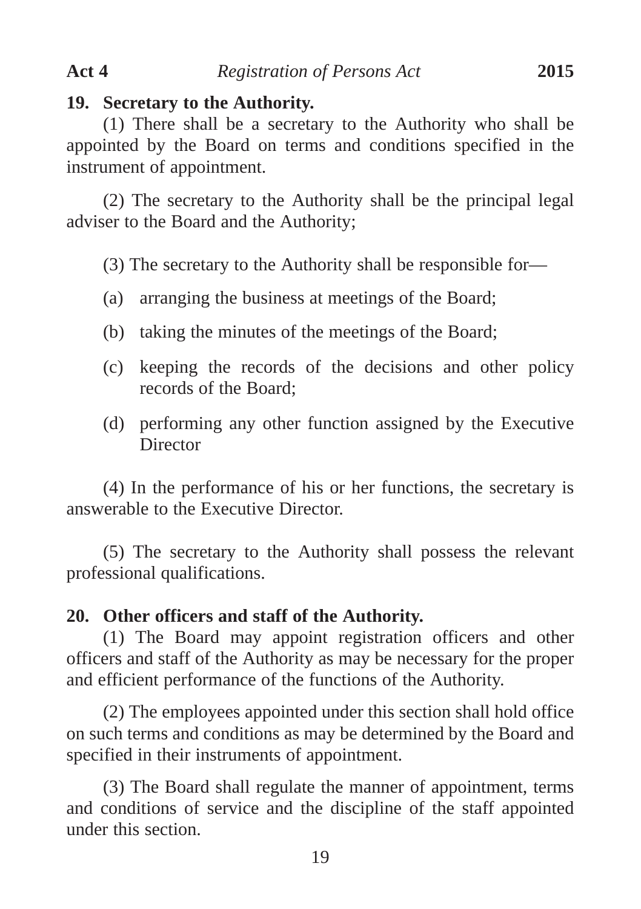**19. Secretary to the Authority.**

(1) There shall be a secretary to the Authority who shall be appointed by the Board on terms and conditions specified in the instrument of appointment.

(2) The secretary to the Authority shall be the principal legal adviser to the Board and the Authority;

(3) The secretary to the Authority shall be responsible for—

(a) arranging the business at meetings of the Board;

(b) taking the minutes of the meetings of the Board;

(c) keeping the records of the decisions and other policy records of the Board;

(d) performing any other function assigned by the Executive Director

(4) In the performance of his or her functions, the secretary is answerable to the Executive Director.

(5) The secretary to the Authority shall possess the relevant professional qualifications.

**20. Other officers and staff of the Authority.**

(1) The Board may appoint registration officers and other officers and staff of the Authority as may be necessary for the proper and efficient performance of the functions of the Authority.

(2) The employees appointed under this section shall hold office on such terms and conditions as may be determined by the Board and specified in their instruments of appointment.

(3) The Board shall regulate the manner of appointment, terms and conditions of service and the discipline of the staff appointed under this section.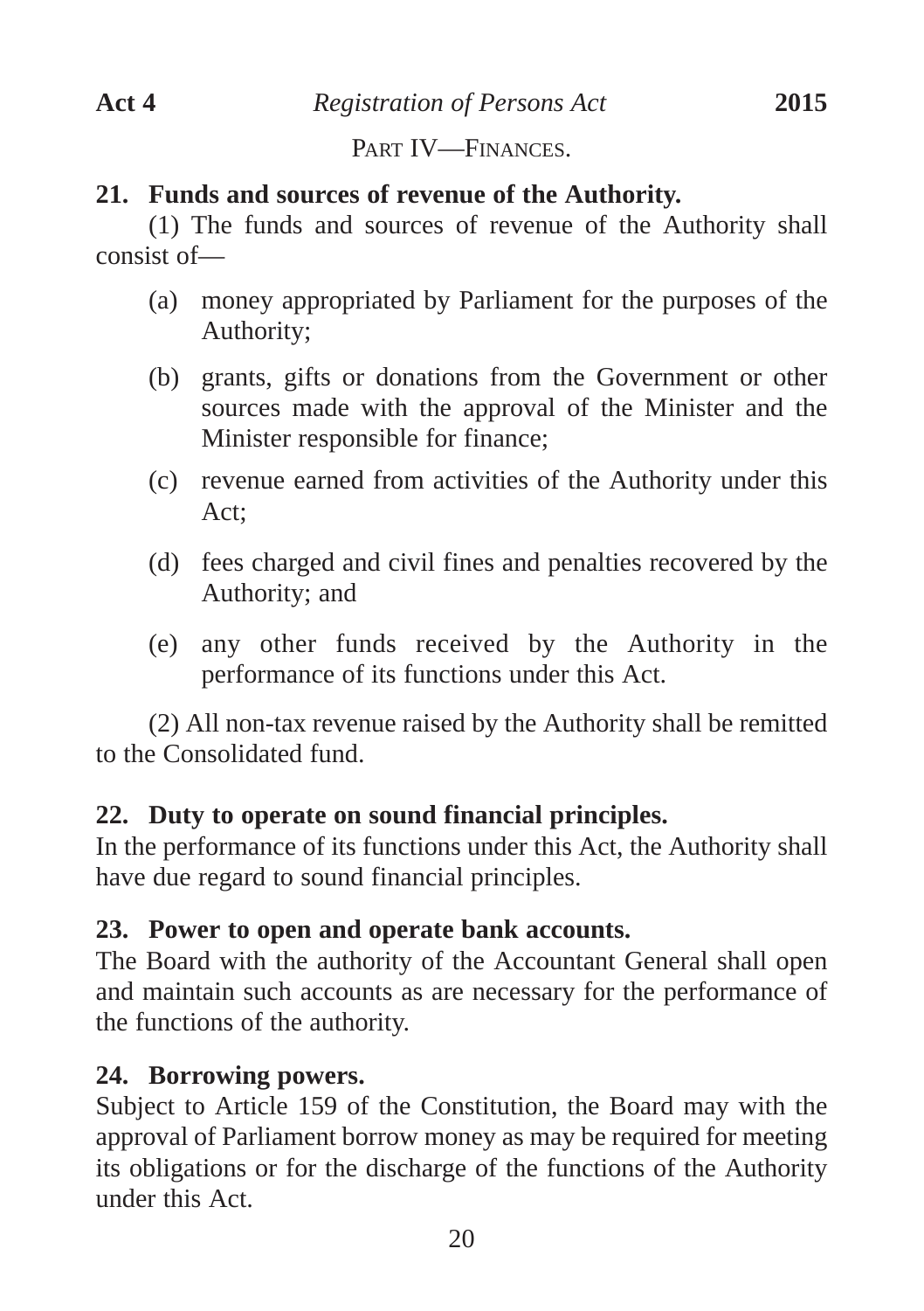PART IV—FINANCES.

**21. Funds and sources of revenue of the Authority.**

(1) The funds and sources of revenue of the Authority shall consist of—

(a) money appropriated by Parliament for the purposes of the Authority;

(b) grants, gifts or donations from the Government or other sources made with the approval of the Minister and the Minister responsible for finance;

(c) revenue earned from activities of the Authority under this Act;

(d) fees charged and civil fines and penalties recovered by the Authority; and

(e) any other funds received by the Authority in the performance of its functions under this Act.

(2) All non-tax revenue raised by the Authority shall be remitted to the Consolidated fund.

**22. Duty to operate on sound financial principles.**

In the performance of its functions under this Act, the Authority shall have due regard to sound financial principles.

**23. Power to open and operate bank accounts.**

The Board with the authority of the Accountant General shall open and maintain such accounts as are necessary for the performance of the functions of the authority.

**24. Borrowing powers.**

Subject to Article 159 of the Constitution, the Board may with the approval of Parliament borrow money as may be required for meeting its obligations or for the discharge of the functions of the Authority under this Act.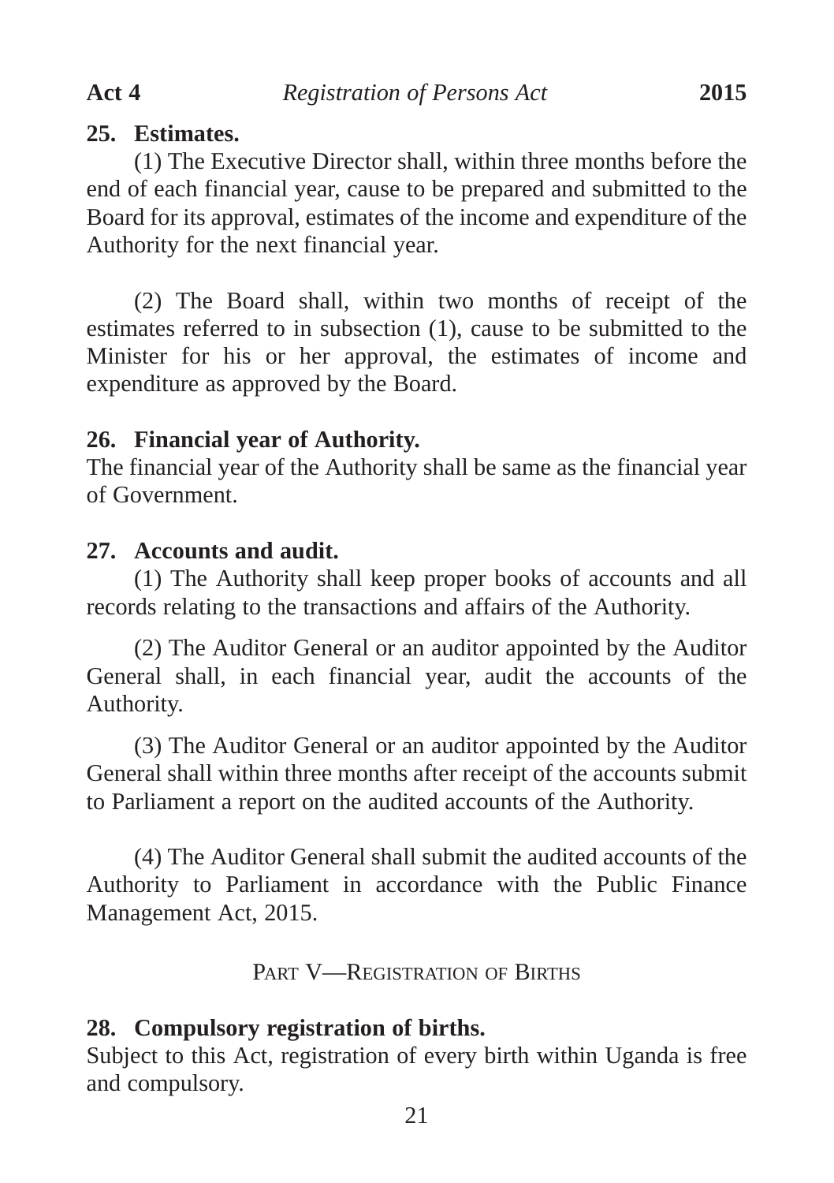**25. Estimates.**

(1) The Executive Director shall, within three months before the end of each financial year, cause to be prepared and submitted to the Board for its approval, estimates of the income and expenditure of the Authority for the next financial year.

(2) The Board shall, within two months of receipt of the estimates referred to in subsection (1), cause to be submitted to the Minister for his or her approval, the estimates of income and expenditure as approved by the Board.

**26. Financial year of Authority.**

The financial year of the Authority shall be same as the financial year of Government.

**27. Accounts and audit.**

(1) The Authority shall keep proper books of accounts and all records relating to the transactions and affairs of the Authority.

(2) The Auditor General or an auditor appointed by the Auditor General shall, in each financial year, audit the accounts of the Authority.

(3) The Auditor General or an auditor appointed by the Auditor General shall within three months after receipt of the accounts submit to Parliament a report on the audited accounts of the Authority.

(4) The Auditor General shall submit the audited accounts of the Authority to Parliament in accordance with the Public Finance Management Act, 2015.

## PART V—REGISTRATION OF BIRTHS

**28. Compulsory registration of births.**

Subject to this Act, registration of every birth within Uganda is free and compulsory.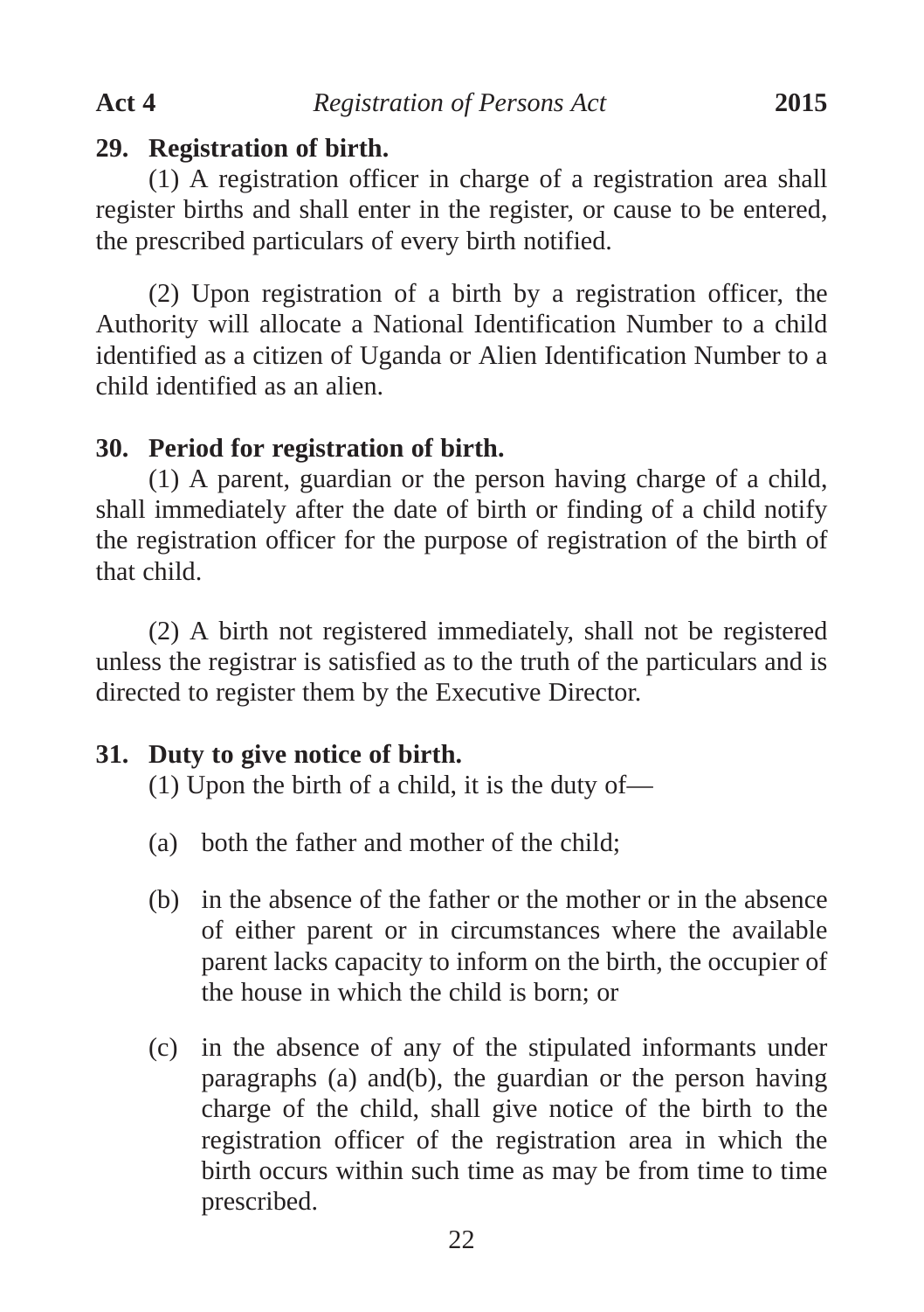**29. Registration of birth.**

(1) A registration officer in charge of a registration area shall register births and shall enter in the register, or cause to be entered, the prescribed particulars of every birth notified.

(2) Upon registration of a birth by a registration officer, the Authority will allocate a National Identification Number to a child identified as a citizen of Uganda or Alien Identification Number to a child identified as an alien.

**30. Period for registration of birth.**

(1) A parent, guardian or the person having charge of a child, shall immediately after the date of birth or finding of a child notify the registration officer for the purpose of registration of the birth of that child.

(2) A birth not registered immediately, shall not be registered unless the registrar is satisfied as to the truth of the particulars and is directed to register them by the Executive Director.

**31. Duty to give notice of birth.**

(1) Upon the birth of a child, it is the duty of—

(a) both the father and mother of the child;

(b) in the absence of the father or the mother or in the absence of either parent or in circumstances where the available parent lacks capacity to inform on the birth, the occupier of the house in which the child is born; or

(c) in the absence of any of the stipulated informants under paragraphs (a) and(b), the guardian or the person having charge of the child, shall give notice of the birth to the registration officer of the registration area in which the birth occurs within such time as may be from time to time prescribed.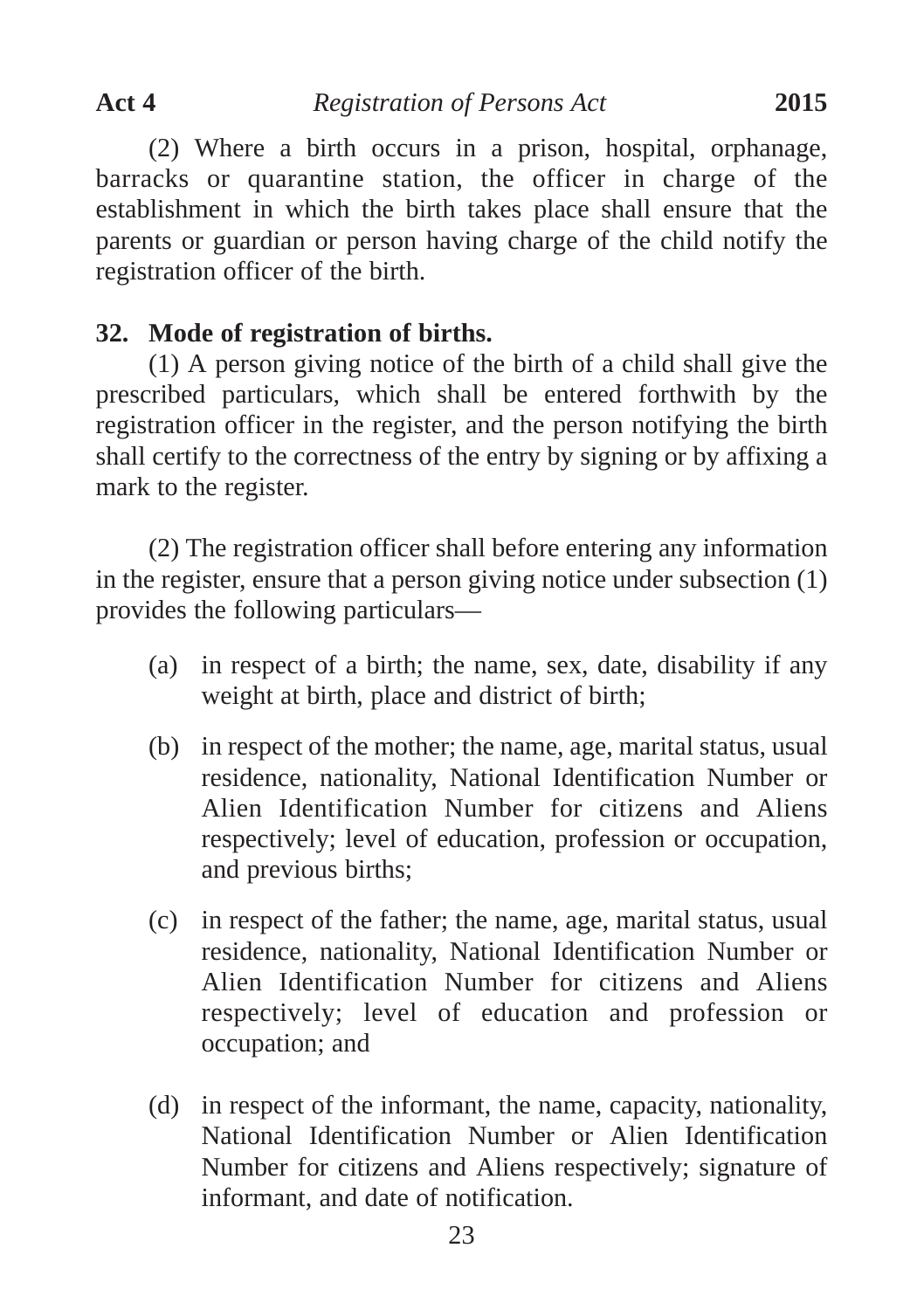(2) Where a birth occurs in a prison, hospital, orphanage, barracks or quarantine station, the officer in charge of the establishment in which the birth takes place shall ensure that the parents or guardian or person having charge of the child notify the registration officer of the birth.

**32. Mode of registration of births.**

(1) A person giving notice of the birth of a child shall give the prescribed particulars, which shall be entered forthwith by the registration officer in the register, and the person notifying the birth shall certify to the correctness of the entry by signing or by affixing a mark to the register.

(2) The registration officer shall before entering any information in the register, ensure that a person giving notice under subsection (1) provides the following particulars—

(a) in respect of a birth; the name, sex, date, disability if any weight at birth, place and district of birth;

(b) in respect of the mother; the name, age, marital status, usual residence, nationality, National Identification Number or Alien Identification Number for citizens and Aliens respectively; level of education, profession or occupation, and previous births;

(c) in respect of the father; the name, age, marital status, usual residence, nationality, National Identification Number or Alien Identification Number for citizens and Aliens respectively; level of education and profession or occupation; and

(d) in respect of the informant, the name, capacity, nationality, National Identification Number or Alien Identification Number for citizens and Aliens respectively; signature of informant, and date of notification.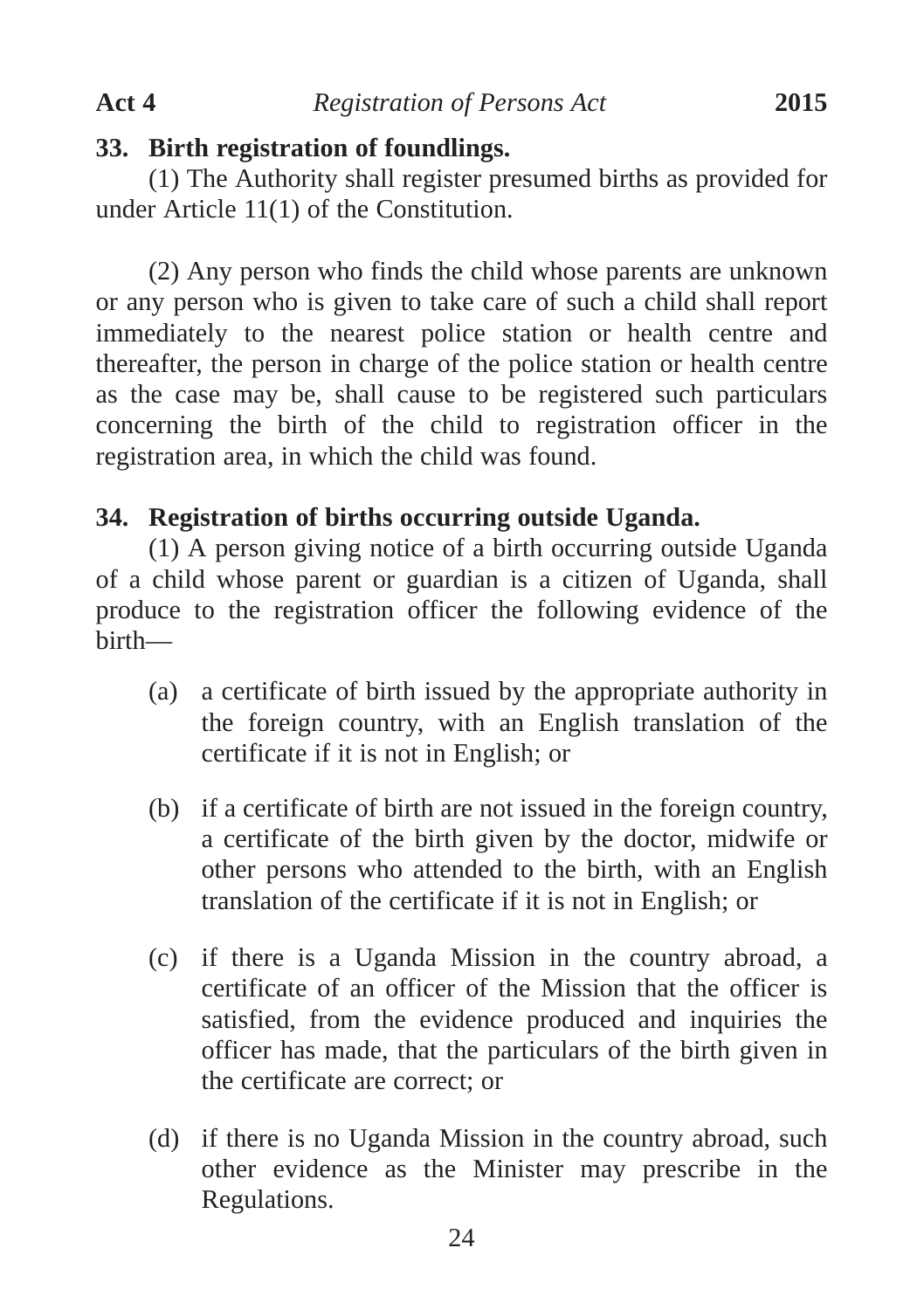**33. Birth registration of foundlings.**

(1) The Authority shall register presumed births as provided for under Article 11(1) of the Constitution.

(2) Any person who finds the child whose parents are unknown or any person who is given to take care of such a child shall report immediately to the nearest police station or health centre and thereafter, the person in charge of the police station or health centre as the case may be, shall cause to be registered such particulars concerning the birth of the child to registration officer in the registration area, in which the child was found.

**34. Registration of births occurring outside Uganda.**

(1) A person giving notice of a birth occurring outside Uganda of a child whose parent or guardian is a citizen of Uganda, shall produce to the registration officer the following evidence of the birth—

(a) a certificate of birth issued by the appropriate authority in the foreign country, with an English translation of the certificate if it is not in English; or

(b) if a certificate of birth are not issued in the foreign country, a certificate of the birth given by the doctor, midwife or other persons who attended to the birth, with an English translation of the certificate if it is not in English; or

(c) if there is a Uganda Mission in the country abroad, a certificate of an officer of the Mission that the officer is satisfied, from the evidence produced and inquiries the officer has made, that the particulars of the birth given in the certificate are correct; or

(d) if there is no Uganda Mission in the country abroad, such other evidence as the Minister may prescribe in the Regulations.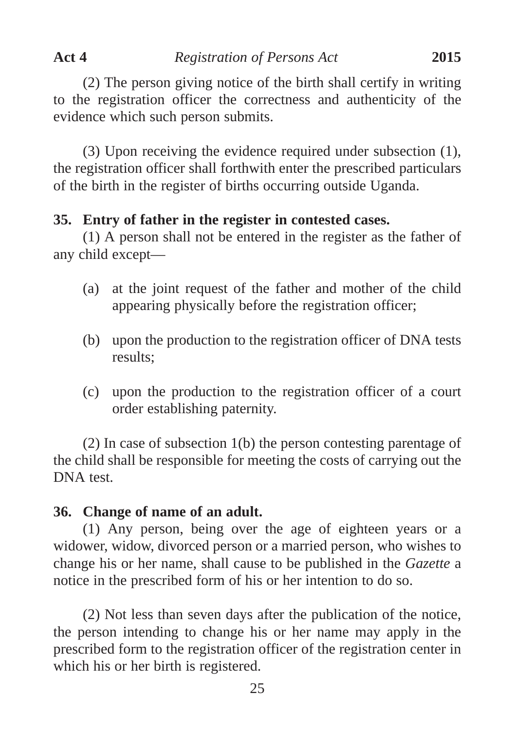(2) The person giving notice of the birth shall certify in writing to the registration officer the correctness and authenticity of the evidence which such person submits.

(3) Upon receiving the evidence required under subsection (1), the registration officer shall forthwith enter the prescribed particulars of the birth in the register of births occurring outside Uganda.

**35. Entry of father in the register in contested cases.**

(1) A person shall not be entered in the register as the father of any child except—

(a) at the joint request of the father and mother of the child appearing physically before the registration officer;

(b) upon the production to the registration officer of DNA tests results;

(c) upon the production to the registration officer of a court order establishing paternity.

(2) In case of subsection 1(b) the person contesting parentage of the child shall be responsible for meeting the costs of carrying out the DNA test.

**36. Change of name of an adult.**

(1) Any person, being over the age of eighteen years or a widower, widow, divorced person or a married person, who wishes to change his or her name, shall cause to be published in the *Gazette* a notice in the prescribed form of his or her intention to do so.

(2) Not less than seven days after the publication of the notice, the person intending to change his or her name may apply in the prescribed form to the registration officer of the registration center in which his or her birth is registered.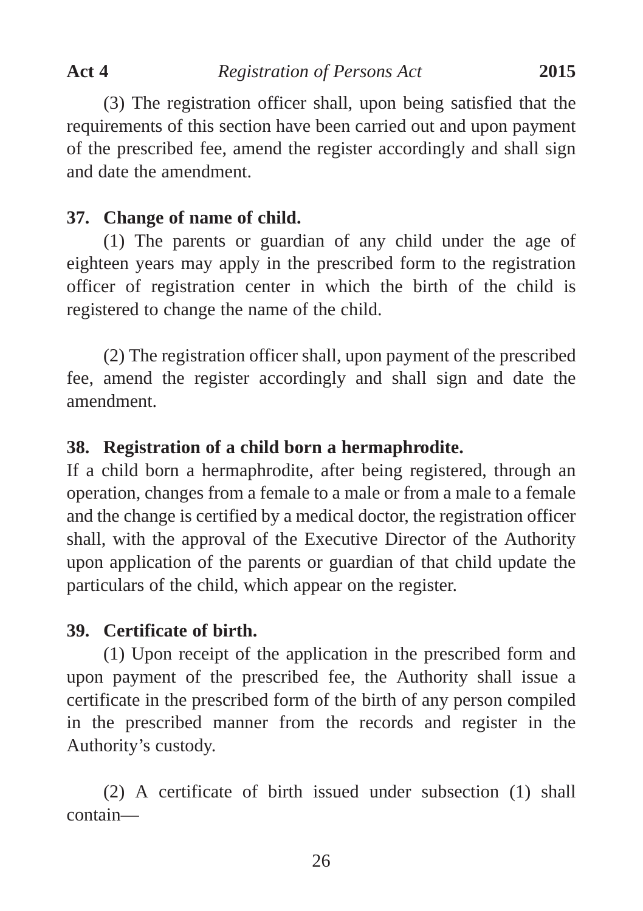(3) The registration officer shall, upon being satisfied that the requirements of this section have been carried out and upon payment of the prescribed fee, amend the register accordingly and shall sign and date the amendment.

**37. Change of name of child.**

(1) The parents or guardian of any child under the age of eighteen years may apply in the prescribed form to the registration officer of registration center in which the birth of the child is registered to change the name of the child.

(2) The registration officer shall, upon payment of the prescribed fee, amend the register accordingly and shall sign and date the amendment.

**38. Registration of a child born a hermaphrodite.**

If a child born a hermaphrodite, after being registered, through an operation, changes from a female to a male or from a male to a female and the change is certified by a medical doctor, the registration officer shall, with the approval of the Executive Director of the Authority upon application of the parents or guardian of that child update the particulars of the child, which appear on the register.

**39. Certificate of birth.**

(1) Upon receipt of the application in the prescribed form and upon payment of the prescribed fee, the Authority shall issue a certificate in the prescribed form of the birth of any person compiled in the prescribed manner from the records and register in the Authority's custody.

(2) A certificate of birth issued under subsection (1) shall contain—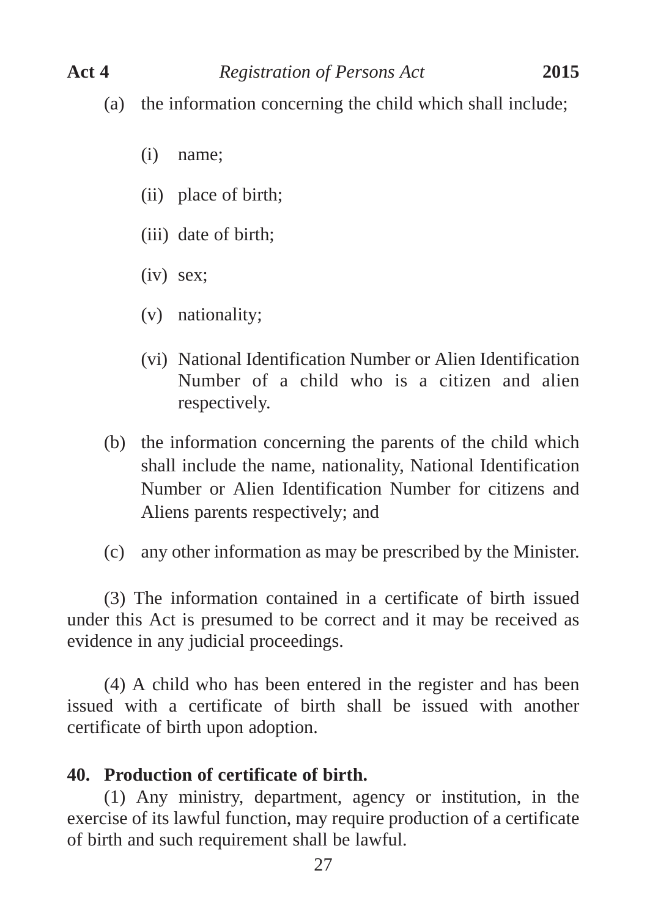(a) the information concerning the child which shall include;

  (i) name;

  (ii) place of birth;

  (iii) date of birth;

  (iv) sex;

  (v) nationality;

  (vi) National Identification Number or Alien Identification Number of a child who is a citizen and alien respectively.

(b) the information concerning the parents of the child which shall include the name, nationality, National Identification Number or Alien Identification Number for citizens and Aliens parents respectively; and

(c) any other information as may be prescribed by the Minister.

(3) The information contained in a certificate of birth issued under this Act is presumed to be correct and it may be received as evidence in any judicial proceedings.

(4) A child who has been entered in the register and has been issued with a certificate of birth shall be issued with another certificate of birth upon adoption.

**40. Production of certificate of birth.**

(1) Any ministry, department, agency or institution, in the exercise of its lawful function, may require production of a certificate of birth and such requirement shall be lawful.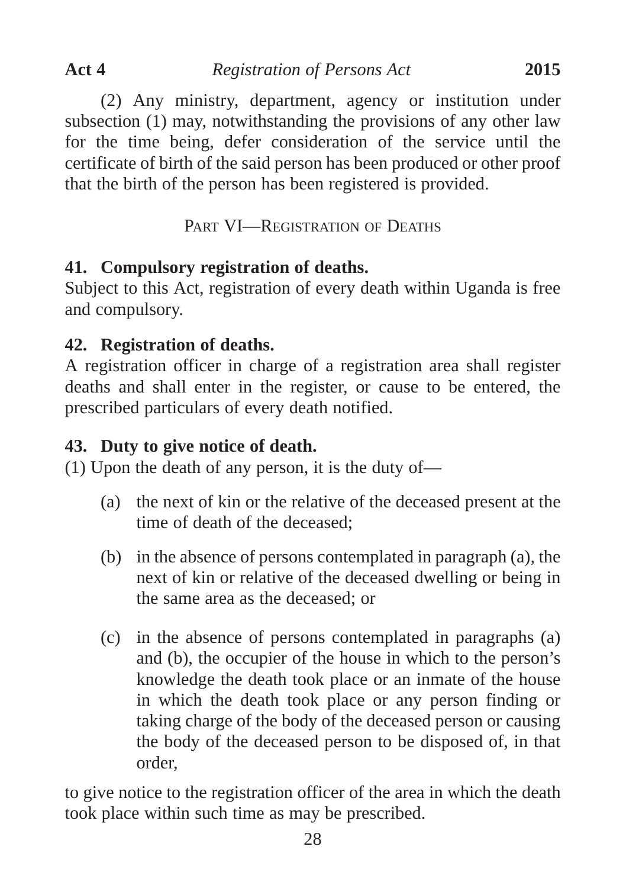(2) Any ministry, department, agency or institution under subsection (1) may, notwithstanding the provisions of any other law for the time being, defer consideration of the service until the certificate of birth of the said person has been produced or other proof that the birth of the person has been registered is provided.

## PART VI—REGISTRATION OF DEATHS

### 41. Compulsory registration of deaths.

Subject to this Act, registration of every death within Uganda is free and compulsory.

### 42. Registration of deaths.

A registration officer in charge of a registration area shall register deaths and shall enter in the register, or cause to be entered, the prescribed particulars of every death notified.

### 43. Duty to give notice of death.

(1) Upon the death of any person, it is the duty of—

(a) the next of kin or the relative of the deceased present at the time of death of the deceased;

(b) in the absence of persons contemplated in paragraph (a), the next of kin or relative of the deceased dwelling or being in the same area as the deceased; or

(c) in the absence of persons contemplated in paragraphs (a) and (b), the occupier of the house in which to the person's knowledge the death took place or an inmate of the house in which the death took place or any person finding or taking charge of the body of the deceased person or causing the body of the deceased person to be disposed of, in that order,

to give notice to the registration officer of the area in which the death took place within such time as may be prescribed.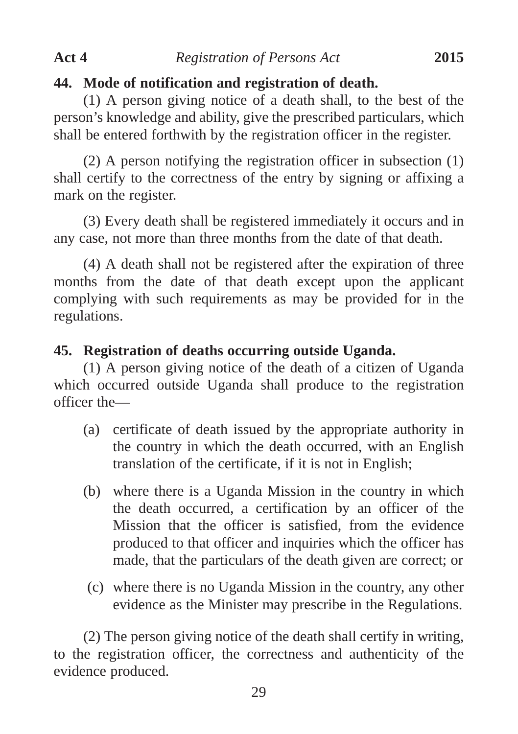**44. Mode of notification and registration of death.**

(1) A person giving notice of a death shall, to the best of the person's knowledge and ability, give the prescribed particulars, which shall be entered forthwith by the registration officer in the register.

(2) A person notifying the registration officer in subsection (1) shall certify to the correctness of the entry by signing or affixing a mark on the register.

(3) Every death shall be registered immediately it occurs and in any case, not more than three months from the date of that death.

(4) A death shall not be registered after the expiration of three months from the date of that death except upon the applicant complying with such requirements as may be provided for in the regulations.

**45. Registration of deaths occurring outside Uganda.**

(1) A person giving notice of the death of a citizen of Uganda which occurred outside Uganda shall produce to the registration officer the—

(a) certificate of death issued by the appropriate authority in the country in which the death occurred, with an English translation of the certificate, if it is not in English;

(b) where there is a Uganda Mission in the country in which the death occurred, a certification by an officer of the Mission that the officer is satisfied, from the evidence produced to that officer and inquiries which the officer has made, that the particulars of the death given are correct; or

(c) where there is no Uganda Mission in the country, any other evidence as the Minister may prescribe in the Regulations.

(2) The person giving notice of the death shall certify in writing, to the registration officer, the correctness and authenticity of the evidence produced.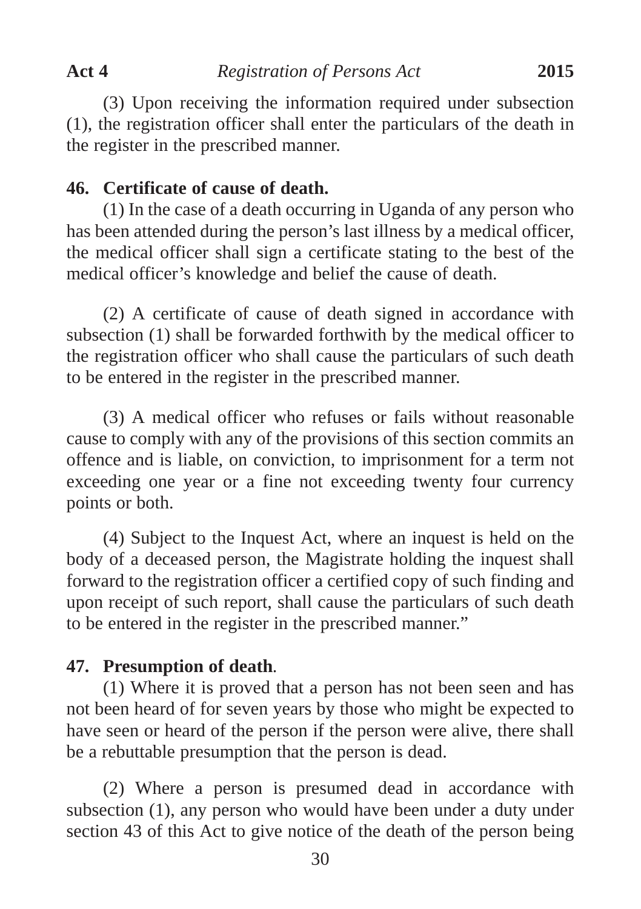(3) Upon receiving the information required under subsection (1), the registration officer shall enter the particulars of the death in the register in the prescribed manner.

**46. Certificate of cause of death.**

(1) In the case of a death occurring in Uganda of any person who has been attended during the person's last illness by a medical officer, the medical officer shall sign a certificate stating to the best of the medical officer's knowledge and belief the cause of death.

(2) A certificate of cause of death signed in accordance with subsection (1) shall be forwarded forthwith by the medical officer to the registration officer who shall cause the particulars of such death to be entered in the register in the prescribed manner.

(3) A medical officer who refuses or fails without reasonable cause to comply with any of the provisions of this section commits an offence and is liable, on conviction, to imprisonment for a term not exceeding one year or a fine not exceeding twenty four currency points or both.

(4) Subject to the Inquest Act, where an inquest is held on the body of a deceased person, the Magistrate holding the inquest shall forward to the registration officer a certified copy of such finding and upon receipt of such report, shall cause the particulars of such death to be entered in the register in the prescribed manner."

**47. Presumption of death.**

(1) Where it is proved that a person has not been seen and has not been heard of for seven years by those who might be expected to have seen or heard of the person if the person were alive, there shall be a rebuttable presumption that the person is dead.

(2) Where a person is presumed dead in accordance with subsection (1), any person who would have been under a duty under section 43 of this Act to give notice of the death of the person being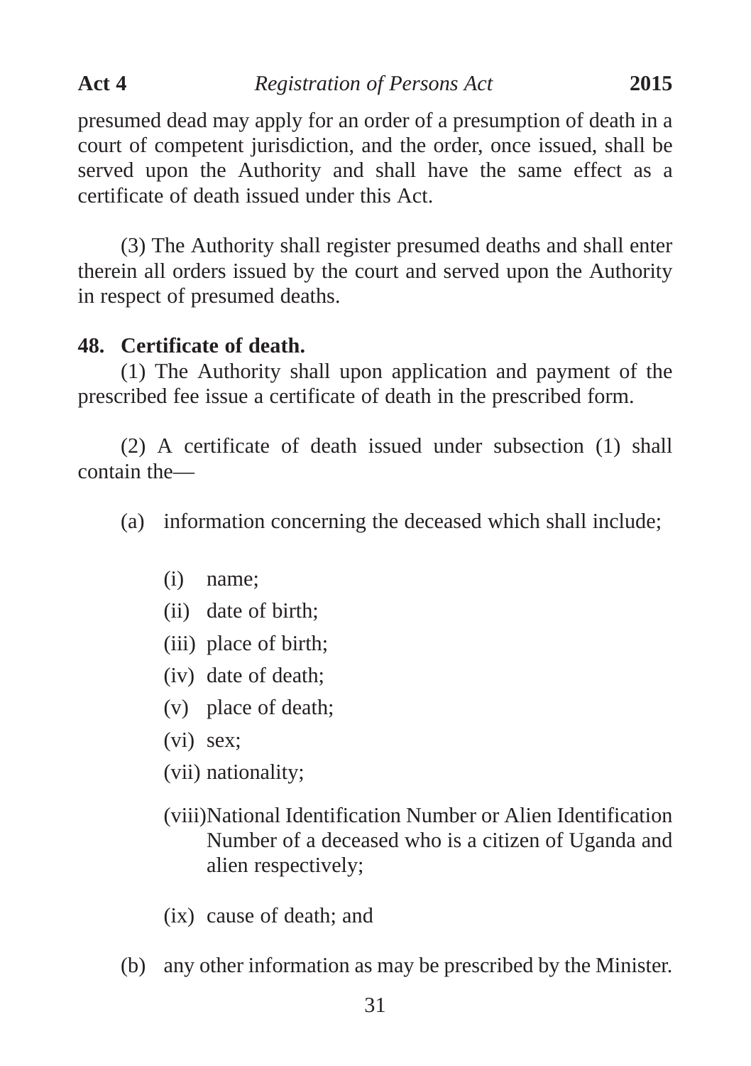presumed dead may apply for an order of a presumption of death in a court of competent jurisdiction, and the order, once issued, shall be served upon the Authority and shall have the same effect as a certificate of death issued under this Act.

(3) The Authority shall register presumed deaths and shall enter therein all orders issued by the court and served upon the Authority in respect of presumed deaths.

**48. Certificate of death.**

(1) The Authority shall upon application and payment of the prescribed fee issue a certificate of death in the prescribed form.

(2) A certificate of death issued under subsection (1) shall contain the—

(a) information concerning the deceased which shall include;

(i) name;

(ii) date of birth;

(iii) place of birth;

(iv) date of death;

(v) place of death;

(vi) sex;

(vii) nationality;

(viii) National Identification Number or Alien Identification Number of a deceased who is a citizen of Uganda and alien respectively;

(ix) cause of death; and

(b) any other information as may be prescribed by the Minister.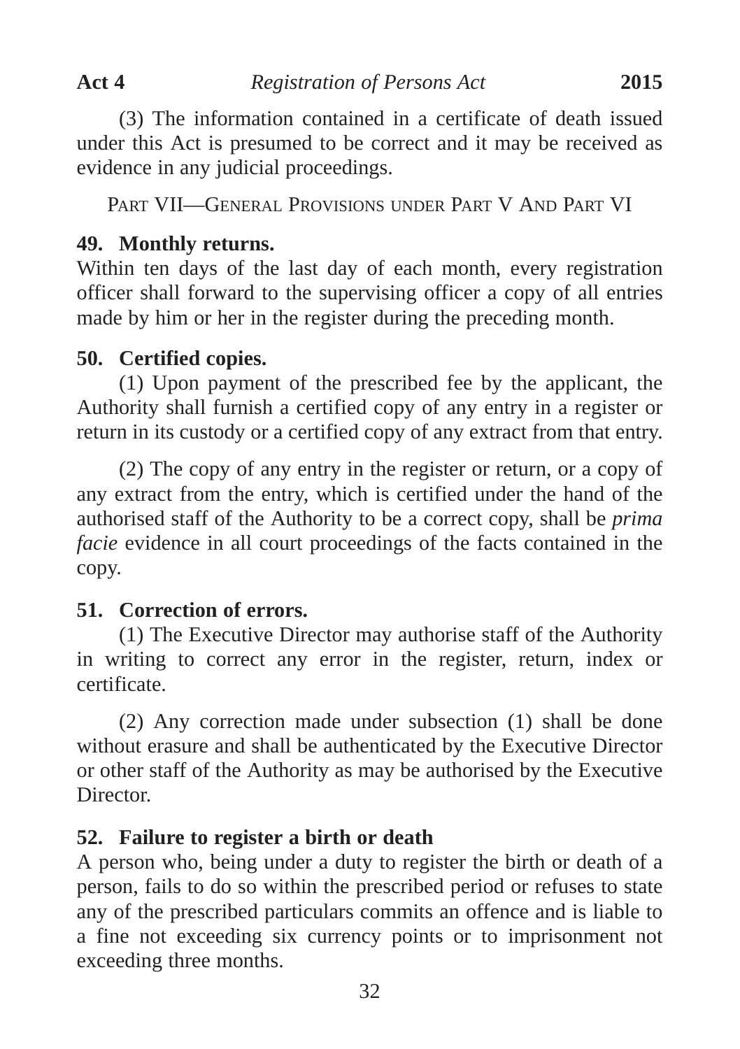(3) The information contained in a certificate of death issued under this Act is presumed to be correct and it may be received as evidence in any judicial proceedings.

## Part VII—General Provisions under Part V And Part VI

### 49. Monthly returns.

Within ten days of the last day of each month, every registration officer shall forward to the supervising officer a copy of all entries made by him or her in the register during the preceding month.

### 50. Certified copies.

(1) Upon payment of the prescribed fee by the applicant, the Authority shall furnish a certified copy of any entry in a register or return in its custody or a certified copy of any extract from that entry.

(2) The copy of any entry in the register or return, or a copy of any extract from the entry, which is certified under the hand of the authorised staff of the Authority to be a correct copy, shall be *prima facie* evidence in all court proceedings of the facts contained in the copy.

### 51. Correction of errors.

(1) The Executive Director may authorise staff of the Authority in writing to correct any error in the register, return, index or certificate.

(2) Any correction made under subsection (1) shall be done without erasure and shall be authenticated by the Executive Director or other staff of the Authority as may be authorised by the Executive Director.

### 52. Failure to register a birth or death

A person who, being under a duty to register the birth or death of a person, fails to do so within the prescribed period or refuses to state any of the prescribed particulars commits an offence and is liable to a fine not exceeding six currency points or to imprisonment not exceeding three months.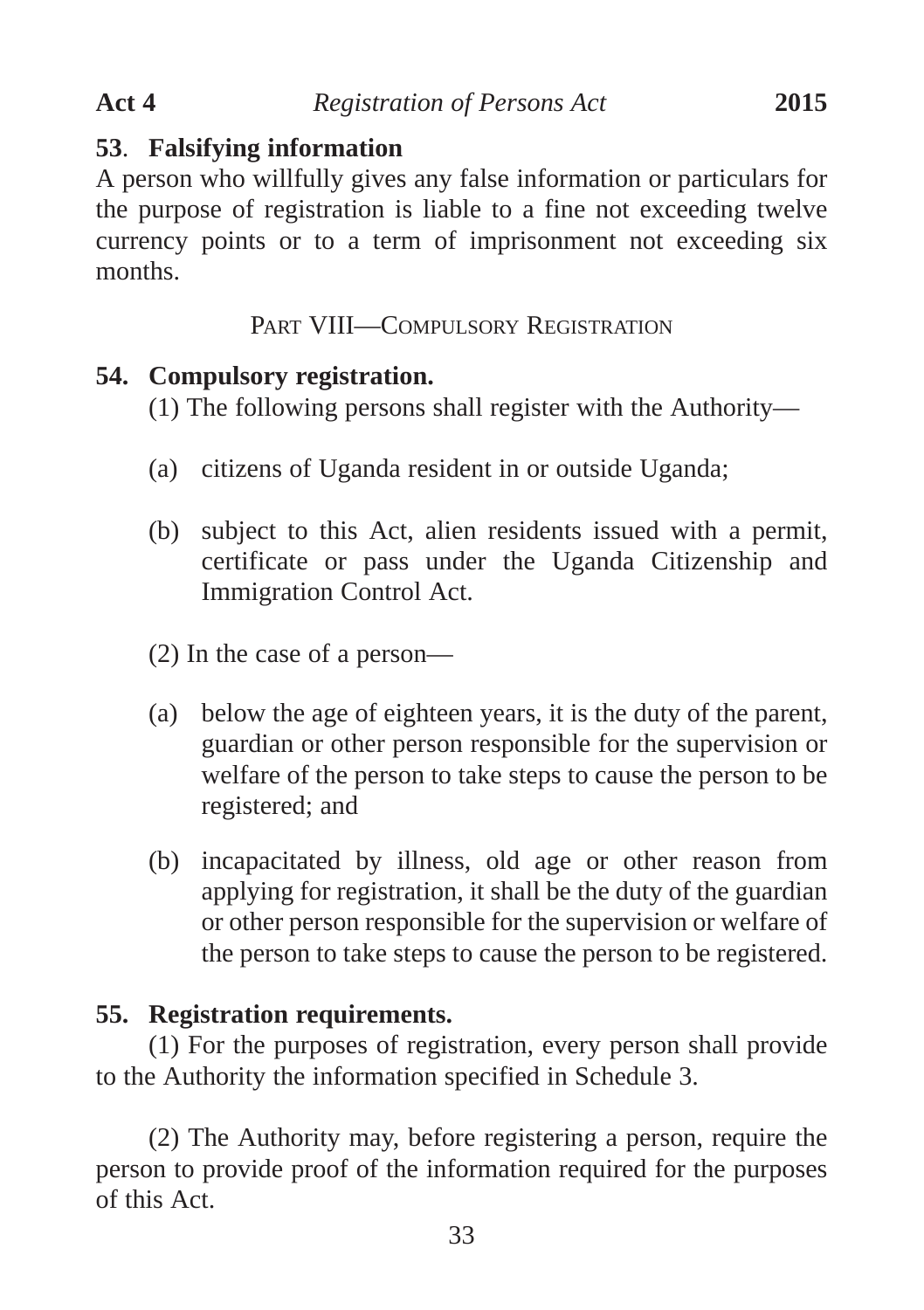**53. Falsifying information**

A person who willfully gives any false information or particulars for the purpose of registration is liable to a fine not exceeding twelve currency points or to a term of imprisonment not exceeding six months.

## PART VIII—COMPULSORY REGISTRATION

**54. Compulsory registration.**

(1) The following persons shall register with the Authority—

(a) citizens of Uganda resident in or outside Uganda;

(b) subject to this Act, alien residents issued with a permit, certificate or pass under the Uganda Citizenship and Immigration Control Act.

(2) In the case of a person—

(a) below the age of eighteen years, it is the duty of the parent, guardian or other person responsible for the supervision or welfare of the person to take steps to cause the person to be registered; and

(b) incapacitated by illness, old age or other reason from applying for registration, it shall be the duty of the guardian or other person responsible for the supervision or welfare of the person to take steps to cause the person to be registered.

**55. Registration requirements.**

(1) For the purposes of registration, every person shall provide to the Authority the information specified in Schedule 3.

(2) The Authority may, before registering a person, require the person to provide proof of the information required for the purposes of this Act.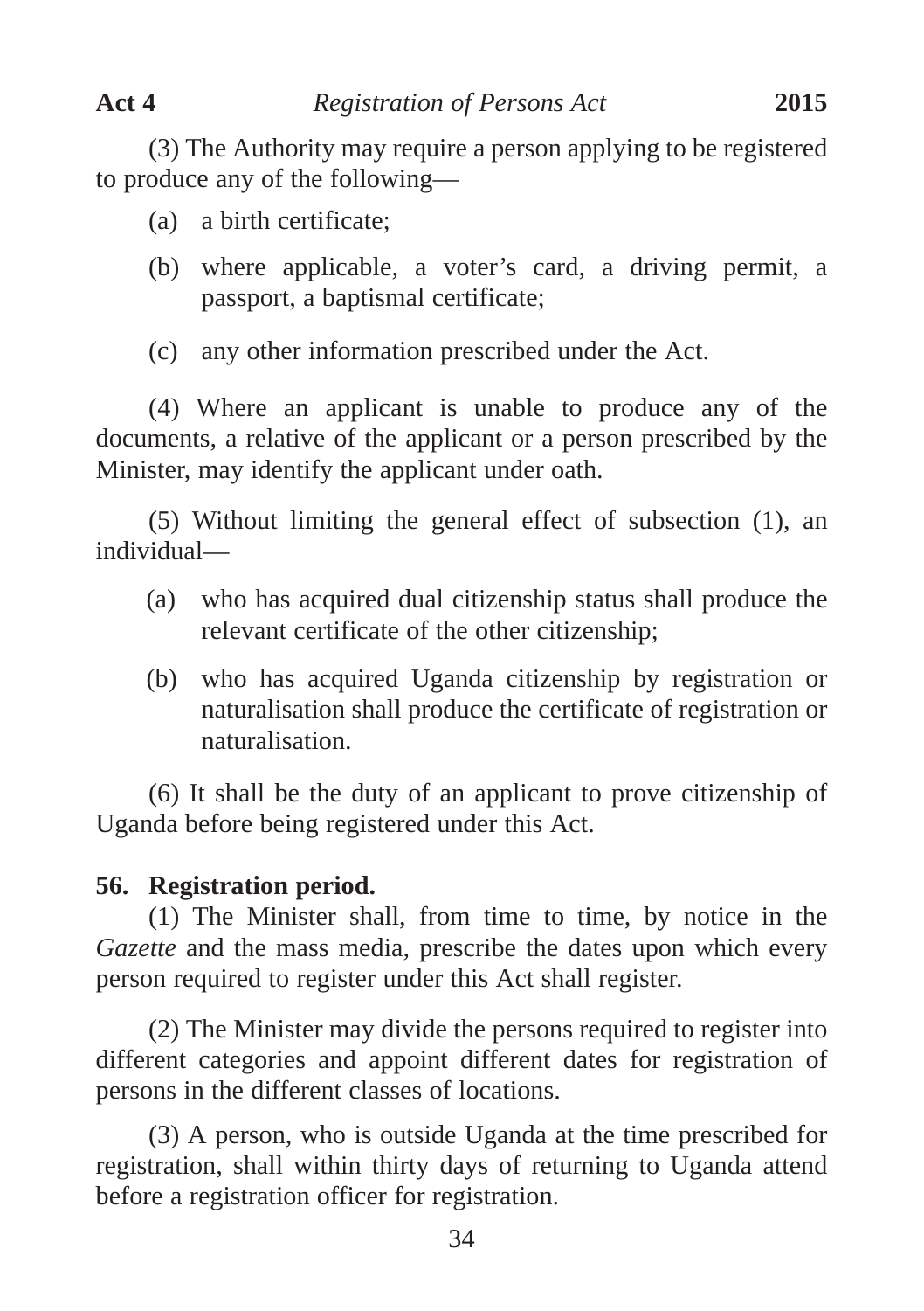(3) The Authority may require a person applying to be registered to produce any of the following—

(a) a birth certificate;

(b) where applicable, a voter's card, a driving permit, a passport, a baptismal certificate;

(c) any other information prescribed under the Act.

(4) Where an applicant is unable to produce any of the documents, a relative of the applicant or a person prescribed by the Minister, may identify the applicant under oath.

(5) Without limiting the general effect of subsection (1), an individual—

(a) who has acquired dual citizenship status shall produce the relevant certificate of the other citizenship;

(b) who has acquired Uganda citizenship by registration or naturalisation shall produce the certificate of registration or naturalisation.

(6) It shall be the duty of an applicant to prove citizenship of Uganda before being registered under this Act.

**56. Registration period.**

(1) The Minister shall, from time to time, by notice in the *Gazette* and the mass media, prescribe the dates upon which every person required to register under this Act shall register.

(2) The Minister may divide the persons required to register into different categories and appoint different dates for registration of persons in the different classes of locations.

(3) A person, who is outside Uganda at the time prescribed for registration, shall within thirty days of returning to Uganda attend before a registration officer for registration.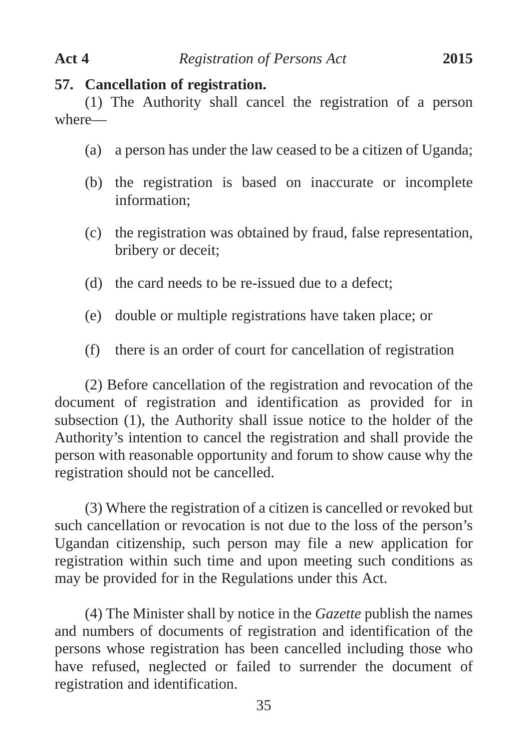**57. Cancellation of registration.**

(1) The Authority shall cancel the registration of a person where—

(a) a person has under the law ceased to be a citizen of Uganda;

(b) the registration is based on inaccurate or incomplete information;

(c) the registration was obtained by fraud, false representation, bribery or deceit;

(d) the card needs to be re-issued due to a defect;

(e) double or multiple registrations have taken place; or

(f) there is an order of court for cancellation of registration

(2) Before cancellation of the registration and revocation of the document of registration and identification as provided for in subsection (1), the Authority shall issue notice to the holder of the Authority's intention to cancel the registration and shall provide the person with reasonable opportunity and forum to show cause why the registration should not be cancelled.

(3) Where the registration of a citizen is cancelled or revoked but such cancellation or revocation is not due to the loss of the person's Ugandan citizenship, such person may file a new application for registration within such time and upon meeting such conditions as may be provided for in the Regulations under this Act.

(4) The Minister shall by notice in the *Gazette* publish the names and numbers of documents of registration and identification of the persons whose registration has been cancelled including those who have refused, neglected or failed to surrender the document of registration and identification.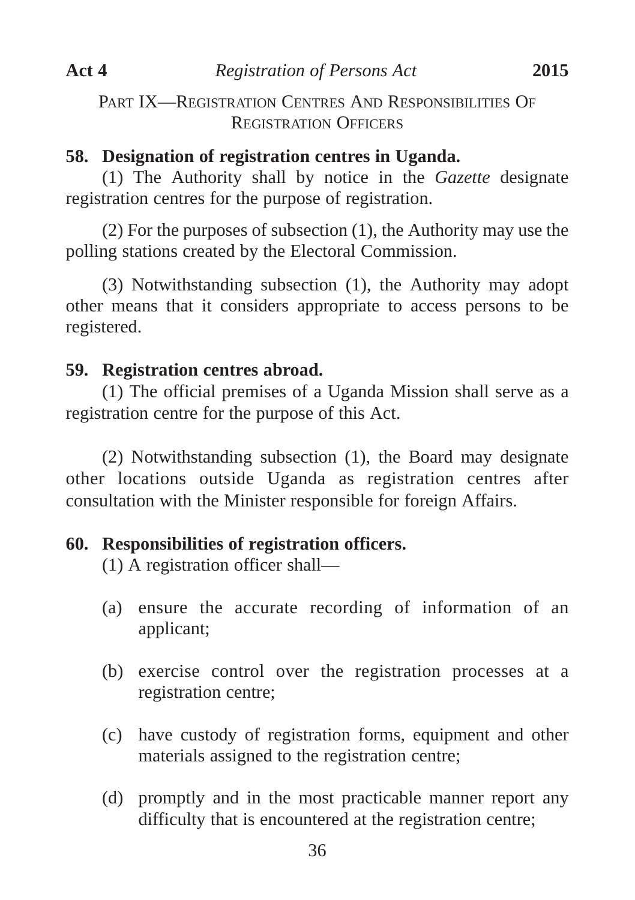## PART IX—REGISTRATION CENTRES AND RESPONSIBILITIES OF REGISTRATION OFFICERS

**58. Designation of registration centres in Uganda.**

(1) The Authority shall by notice in the *Gazette* designate registration centres for the purpose of registration.

(2) For the purposes of subsection (1), the Authority may use the polling stations created by the Electoral Commission.

(3) Notwithstanding subsection (1), the Authority may adopt other means that it considers appropriate to access persons to be registered.

**59. Registration centres abroad.**

(1) The official premises of a Uganda Mission shall serve as a registration centre for the purpose of this Act.

(2) Notwithstanding subsection (1), the Board may designate other locations outside Uganda as registration centres after consultation with the Minister responsible for foreign Affairs.

**60. Responsibilities of registration officers.**

(1) A registration officer shall—

(a) ensure the accurate recording of information of an applicant;

(b) exercise control over the registration processes at a registration centre;

(c) have custody of registration forms, equipment and other materials assigned to the registration centre;

(d) promptly and in the most practicable manner report any difficulty that is encountered at the registration centre;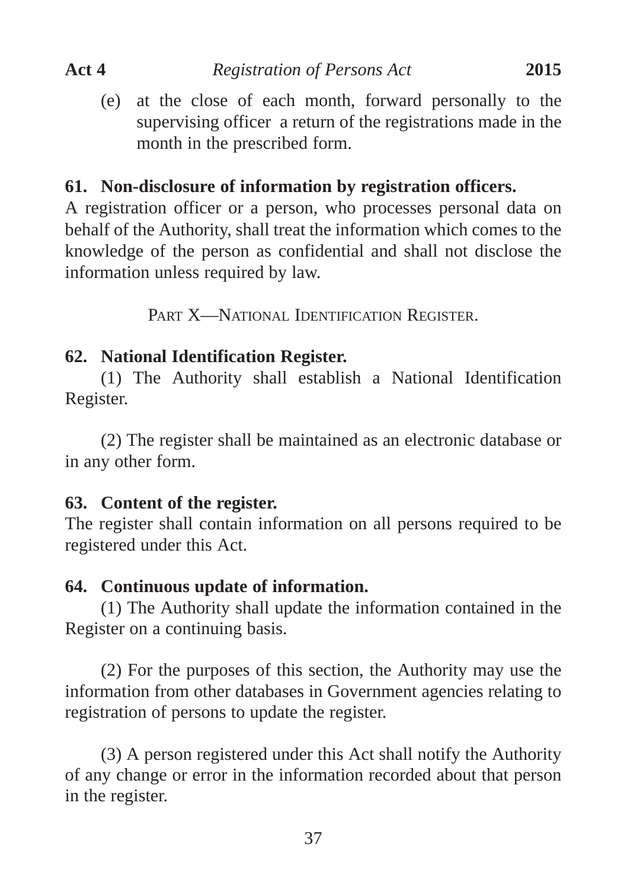(e) at the close of each month, forward personally to the supervising officer a return of the registrations made in the month in the prescribed form.

**61. Non-disclosure of information by registration officers.**

A registration officer or a person, who processes personal data on behalf of the Authority, shall treat the information which comes to the knowledge of the person as confidential and shall not disclose the information unless required by law.

## PART X—NATIONAL IDENTIFICATION REGISTER.

**62. National Identification Register.**

(1) The Authority shall establish a National Identification Register.

(2) The register shall be maintained as an electronic database or in any other form.

**63. Content of the register.**

The register shall contain information on all persons required to be registered under this Act.

**64. Continuous update of information.**

(1) The Authority shall update the information contained in the Register on a continuing basis.

(2) For the purposes of this section, the Authority may use the information from other databases in Government agencies relating to registration of persons to update the register.

(3) A person registered under this Act shall notify the Authority of any change or error in the information recorded about that person in the register.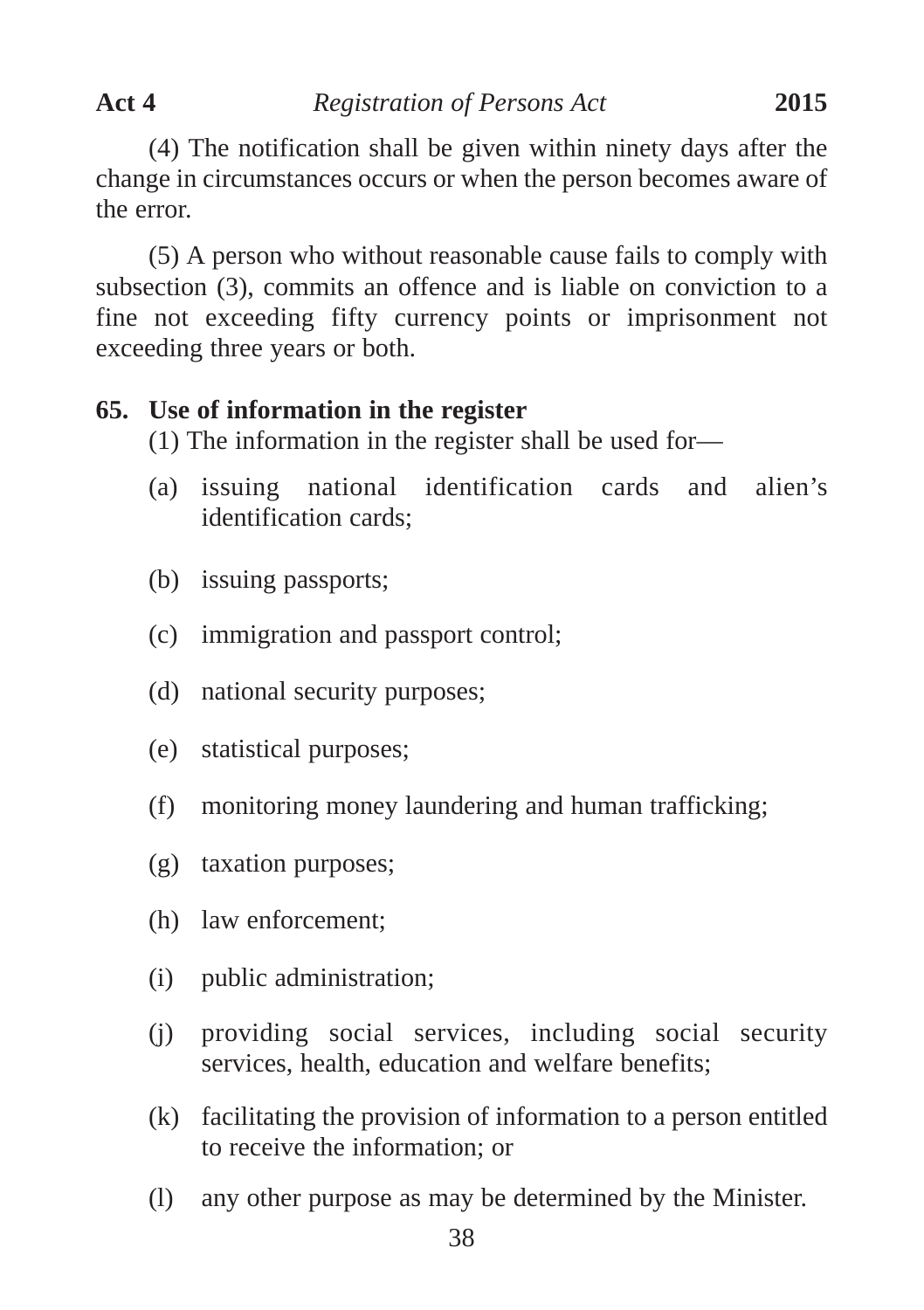(4) The notification shall be given within ninety days after the change in circumstances occurs or when the person becomes aware of the error.

(5) A person who without reasonable cause fails to comply with subsection (3), commits an offence and is liable on conviction to a fine not exceeding fifty currency points or imprisonment not exceeding three years or both.

**65. Use of information in the register**

(1) The information in the register shall be used for—

(a) issuing national identification cards and alien's identification cards;

(b) issuing passports;

(c) immigration and passport control;

(d) national security purposes;

(e) statistical purposes;

(f) monitoring money laundering and human trafficking;

(g) taxation purposes;

(h) law enforcement;

(i) public administration;

(j) providing social services, including social security services, health, education and welfare benefits;

(k) facilitating the provision of information to a person entitled to receive the information; or

(l) any other purpose as may be determined by the Minister.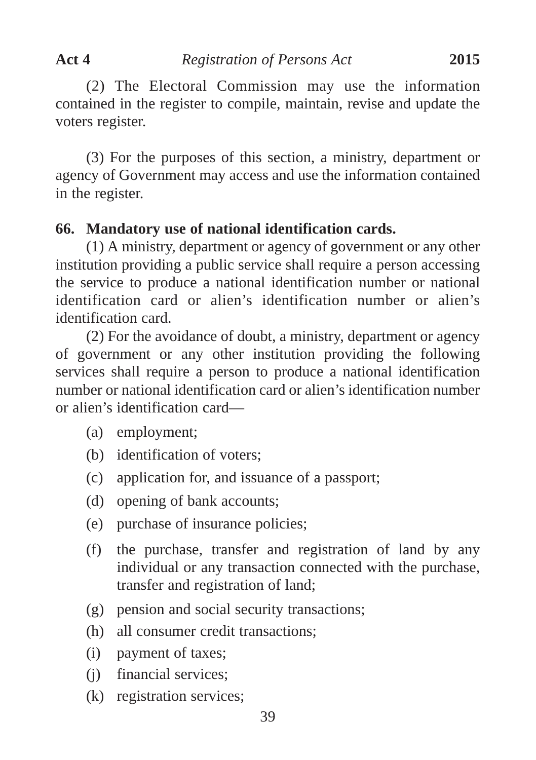(2) The Electoral Commission may use the information contained in the register to compile, maintain, revise and update the voters register.

(3) For the purposes of this section, a ministry, department or agency of Government may access and use the information contained in the register.

**66. Mandatory use of national identification cards.**

(1) A ministry, department or agency of government or any other institution providing a public service shall require a person accessing the service to produce a national identification number or national identification card or alien's identification number or alien's identification card.

(2) For the avoidance of doubt, a ministry, department or agency of government or any other institution providing the following services shall require a person to produce a national identification number or national identification card or alien's identification number or alien's identification card—

- (a) employment;
- (b) identification of voters;
- (c) application for, and issuance of a passport;
- (d) opening of bank accounts;
- (e) purchase of insurance policies;
- (f) the purchase, transfer and registration of land by any individual or any transaction connected with the purchase, transfer and registration of land;
- (g) pension and social security transactions;
- (h) all consumer credit transactions;
- (i) payment of taxes;
- (j) financial services;
- (k) registration services;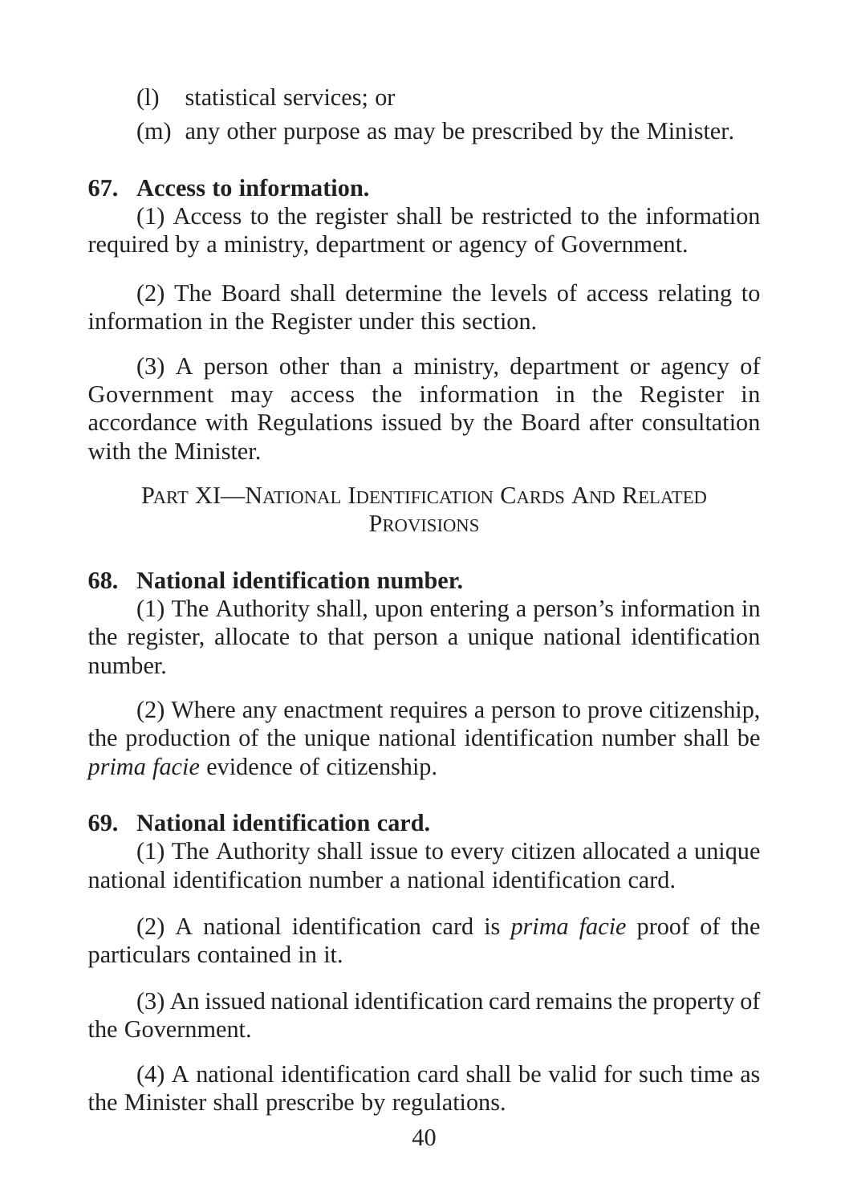(l) statistical services; or

(m) any other purpose as may be prescribed by the Minister.

**67. Access to information.**

(1) Access to the register shall be restricted to the information required by a ministry, department or agency of Government.

(2) The Board shall determine the levels of access relating to information in the Register under this section.

(3) A person other than a ministry, department or agency of Government may access the information in the Register in accordance with Regulations issued by the Board after consultation with the Minister.

## PART XI—NATIONAL IDENTIFICATION CARDS AND RELATED PROVISIONS

**68. National identification number.**

(1) The Authority shall, upon entering a person's information in the register, allocate to that person a unique national identification number.

(2) Where any enactment requires a person to prove citizenship, the production of the unique national identification number shall be *prima facie* evidence of citizenship.

**69. National identification card.**

(1) The Authority shall issue to every citizen allocated a unique national identification number a national identification card.

(2) A national identification card is *prima facie* proof of the particulars contained in it.

(3) An issued national identification card remains the property of the Government.

(4) A national identification card shall be valid for such time as the Minister shall prescribe by regulations.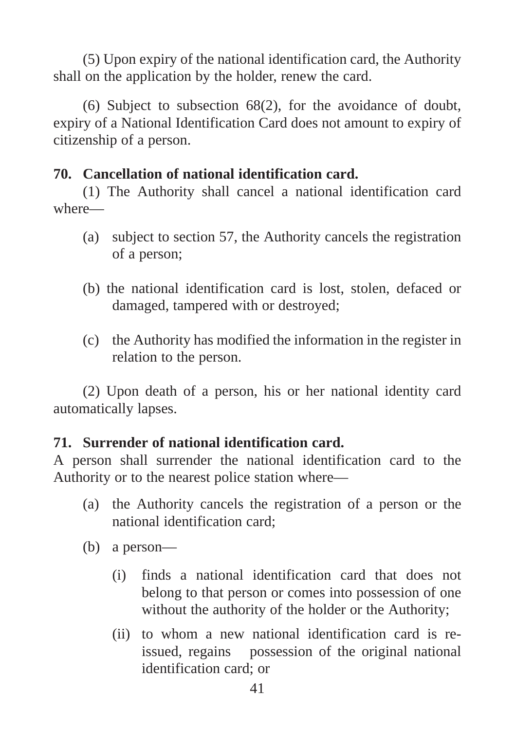(5) Upon expiry of the national identification card, the Authority shall on the application by the holder, renew the card.

(6) Subject to subsection 68(2), for the avoidance of doubt, expiry of a National Identification Card does not amount to expiry of citizenship of a person.

**70. Cancellation of national identification card.**

(1) The Authority shall cancel a national identification card where—

(a) subject to section 57, the Authority cancels the registration of a person;

(b) the national identification card is lost, stolen, defaced or damaged, tampered with or destroyed;

(c) the Authority has modified the information in the register in relation to the person.

(2) Upon death of a person, his or her national identity card automatically lapses.

**71. Surrender of national identification card.**

A person shall surrender the national identification card to the Authority or to the nearest police station where—

(a) the Authority cancels the registration of a person or the national identification card;

(b) a person—

(i) finds a national identification card that does not belong to that person or comes into possession of one without the authority of the holder or the Authority;

(ii) to whom a new national identification card is re-issued, regains possession of the original national identification card; or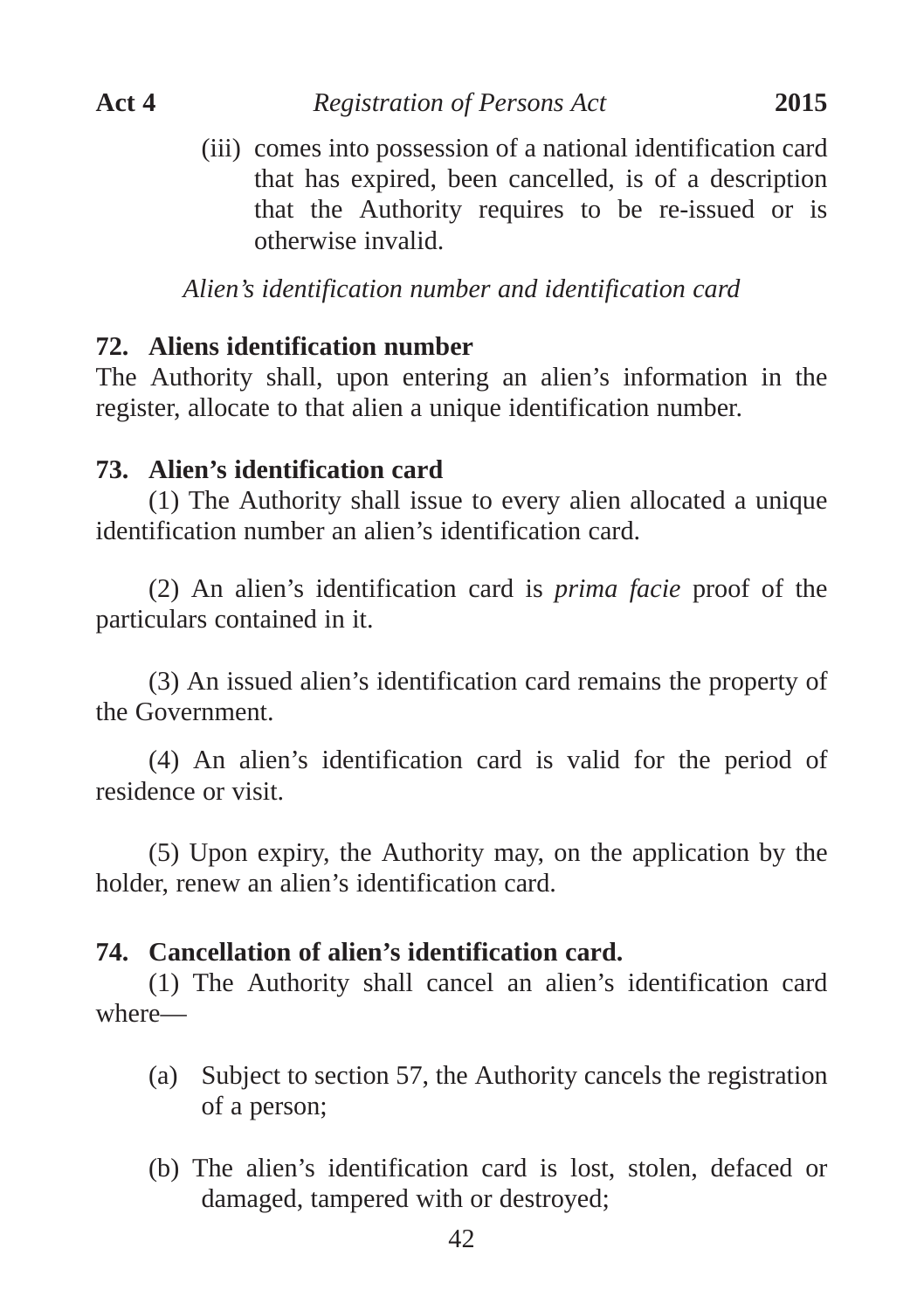(iii) comes into possession of a national identification card that has expired, been cancelled, is of a description that the Authority requires to be re-issued or is otherwise invalid.

*Alien's identification number and identification card*

**72. Aliens identification number**

The Authority shall, upon entering an alien's information in the register, allocate to that alien a unique identification number.

**73. Alien's identification card**

(1) The Authority shall issue to every alien allocated a unique identification number an alien's identification card.

(2) An alien's identification card is *prima facie* proof of the particulars contained in it.

(3) An issued alien's identification card remains the property of the Government.

(4) An alien's identification card is valid for the period of residence or visit.

(5) Upon expiry, the Authority may, on the application by the holder, renew an alien's identification card.

**74. Cancellation of alien's identification card.**

(1) The Authority shall cancel an alien's identification card where—

(a) Subject to section 57, the Authority cancels the registration of a person;

(b) The alien's identification card is lost, stolen, defaced or damaged, tampered with or destroyed;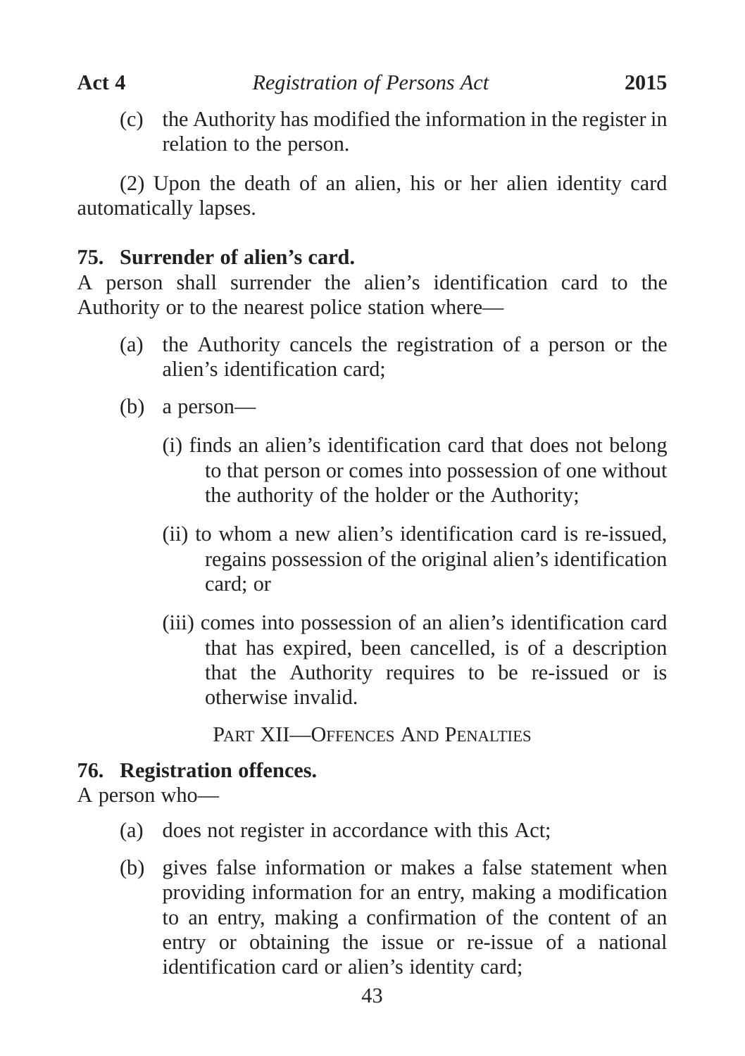(c) the Authority has modified the information in the register in relation to the person.

(2) Upon the death of an alien, his or her alien identity card automatically lapses.

**75. Surrender of alien's card.**

A person shall surrender the alien's identification card to the Authority or to the nearest police station where—

(a) the Authority cancels the registration of a person or the alien's identification card;

(b) a person—

(i) finds an alien's identification card that does not belong to that person or comes into possession of one without the authority of the holder or the Authority;

(ii) to whom a new alien's identification card is re-issued, regains possession of the original alien's identification card; or

(iii) comes into possession of an alien's identification card that has expired, been cancelled, is of a description that the Authority requires to be re-issued or is otherwise invalid.

## PART XII—OFFENCES AND PENALTIES

**76. Registration offences.**

A person who—

(a) does not register in accordance with this Act;

(b) gives false information or makes a false statement when providing information for an entry, making a modification to an entry, making a confirmation of the content of an entry or obtaining the issue or re-issue of a national identification card or alien's identity card;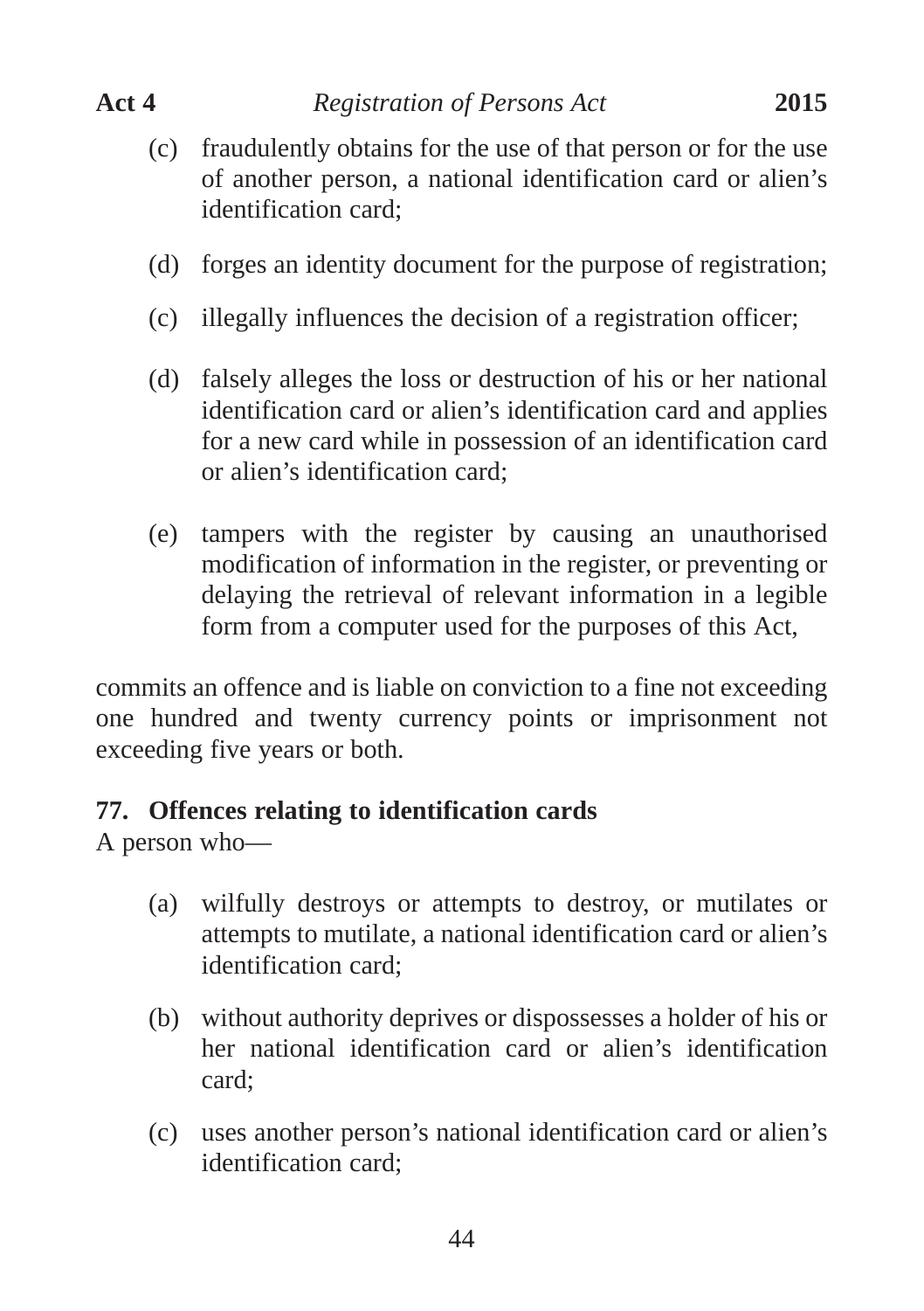(c) fraudulently obtains for the use of that person or for the use of another person, a national identification card or alien's identification card;

(d) forges an identity document for the purpose of registration;

(c) illegally influences the decision of a registration officer;

(d) falsely alleges the loss or destruction of his or her national identification card or alien's identification card and applies for a new card while in possession of an identification card or alien's identification card;

(e) tampers with the register by causing an unauthorised modification of information in the register, or preventing or delaying the retrieval of relevant information in a legible form from a computer used for the purposes of this Act,

commits an offence and is liable on conviction to a fine not exceeding one hundred and twenty currency points or imprisonment not exceeding five years or both.

**77. Offences relating to identification cards**

A person who—

(a) wilfully destroys or attempts to destroy, or mutilates or attempts to mutilate, a national identification card or alien's identification card;

(b) without authority deprives or dispossesses a holder of his or her national identification card or alien's identification card;

(c) uses another person's national identification card or alien's identification card;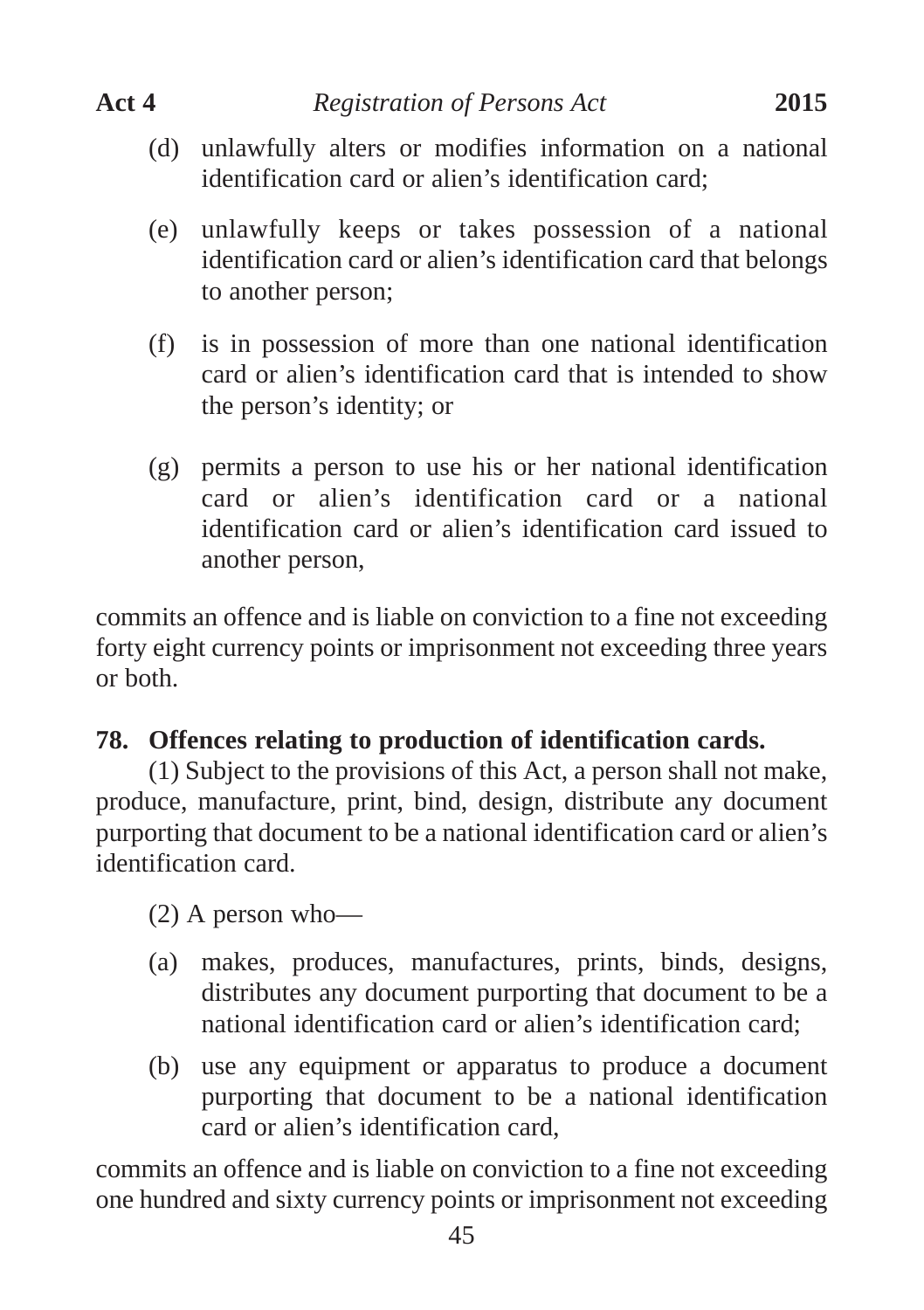(d) unlawfully alters or modifies information on a national identification card or alien's identification card;

(e) unlawfully keeps or takes possession of a national identification card or alien's identification card that belongs to another person;

(f) is in possession of more than one national identification card or alien's identification card that is intended to show the person's identity; or

(g) permits a person to use his or her national identification card or alien's identification card or a national identification card or alien's identification card issued to another person,

commits an offence and is liable on conviction to a fine not exceeding forty eight currency points or imprisonment not exceeding three years or both.

**78. Offences relating to production of identification cards.**

(1) Subject to the provisions of this Act, a person shall not make, produce, manufacture, print, bind, design, distribute any document purporting that document to be a national identification card or alien's identification card.

(2) A person who—

(a) makes, produces, manufactures, prints, binds, designs, distributes any document purporting that document to be a national identification card or alien's identification card;

(b) use any equipment or apparatus to produce a document purporting that document to be a national identification card or alien's identification card,

commits an offence and is liable on conviction to a fine not exceeding one hundred and sixty currency points or imprisonment not exceeding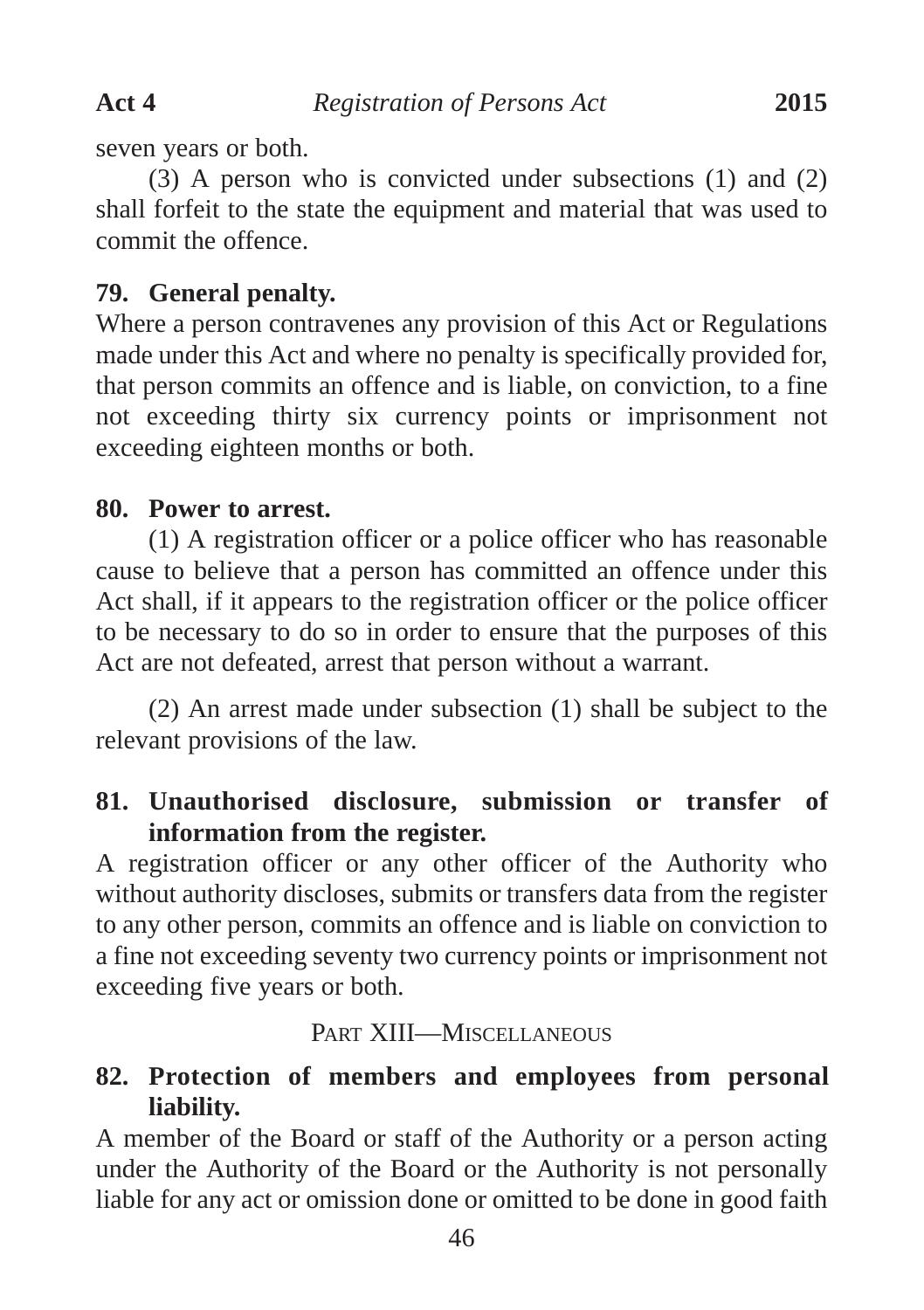seven years or both.

(3) A person who is convicted under subsections (1) and (2) shall forfeit to the state the equipment and material that was used to commit the offence.

**79. General penalty.**

Where a person contravenes any provision of this Act or Regulations made under this Act and where no penalty is specifically provided for, that person commits an offence and is liable, on conviction, to a fine not exceeding thirty six currency points or imprisonment not exceeding eighteen months or both.

**80. Power to arrest.**

(1) A registration officer or a police officer who has reasonable cause to believe that a person has committed an offence under this Act shall, if it appears to the registration officer or the police officer to be necessary to do so in order to ensure that the purposes of this Act are not defeated, arrest that person without a warrant.

(2) An arrest made under subsection (1) shall be subject to the relevant provisions of the law.

**81. Unauthorised disclosure, submission or transfer of information from the register.**

A registration officer or any other officer of the Authority who without authority discloses, submits or transfers data from the register to any other person, commits an offence and is liable on conviction to a fine not exceeding seventy two currency points or imprisonment not exceeding five years or both.

## PART XIII—MISCELLANEOUS

**82. Protection of members and employees from personal liability.**

A member of the Board or staff of the Authority or a person acting under the Authority of the Board or the Authority is not personally liable for any act or omission done or omitted to be done in good faith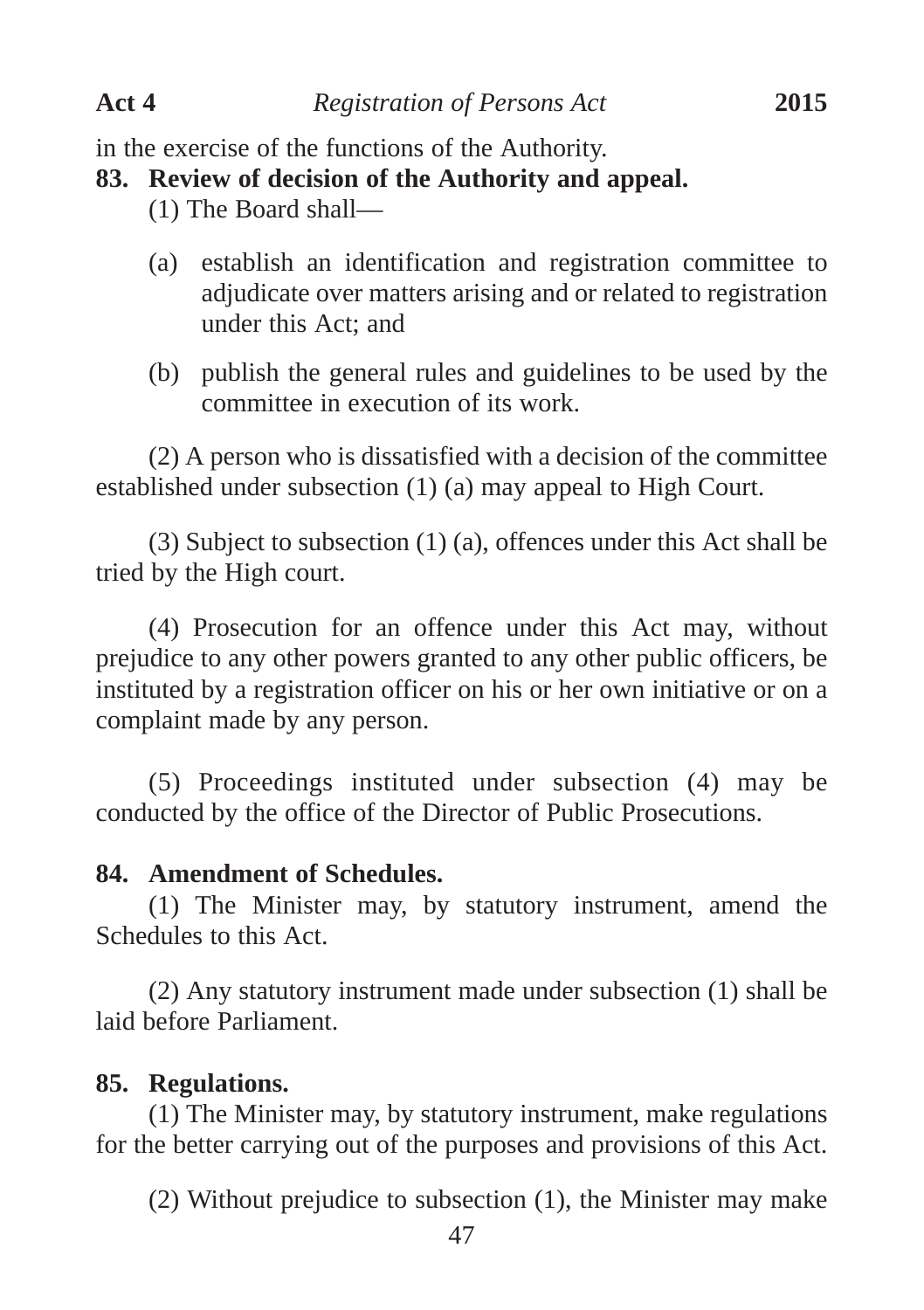in the exercise of the functions of the Authority.

**83. Review of decision of the Authority and appeal.**

(1) The Board shall—

(a) establish an identification and registration committee to adjudicate over matters arising and or related to registration under this Act; and

(b) publish the general rules and guidelines to be used by the committee in execution of its work.

(2) A person who is dissatisfied with a decision of the committee established under subsection (1) (a) may appeal to High Court.

(3) Subject to subsection (1) (a), offences under this Act shall be tried by the High court.

(4) Prosecution for an offence under this Act may, without prejudice to any other powers granted to any other public officers, be instituted by a registration officer on his or her own initiative or on a complaint made by any person.

(5) Proceedings instituted under subsection (4) may be conducted by the office of the Director of Public Prosecutions.

**84. Amendment of Schedules.**

(1) The Minister may, by statutory instrument, amend the Schedules to this Act.

(2) Any statutory instrument made under subsection (1) shall be laid before Parliament.

**85. Regulations.**

(1) The Minister may, by statutory instrument, make regulations for the better carrying out of the purposes and provisions of this Act.

(2) Without prejudice to subsection (1), the Minister may make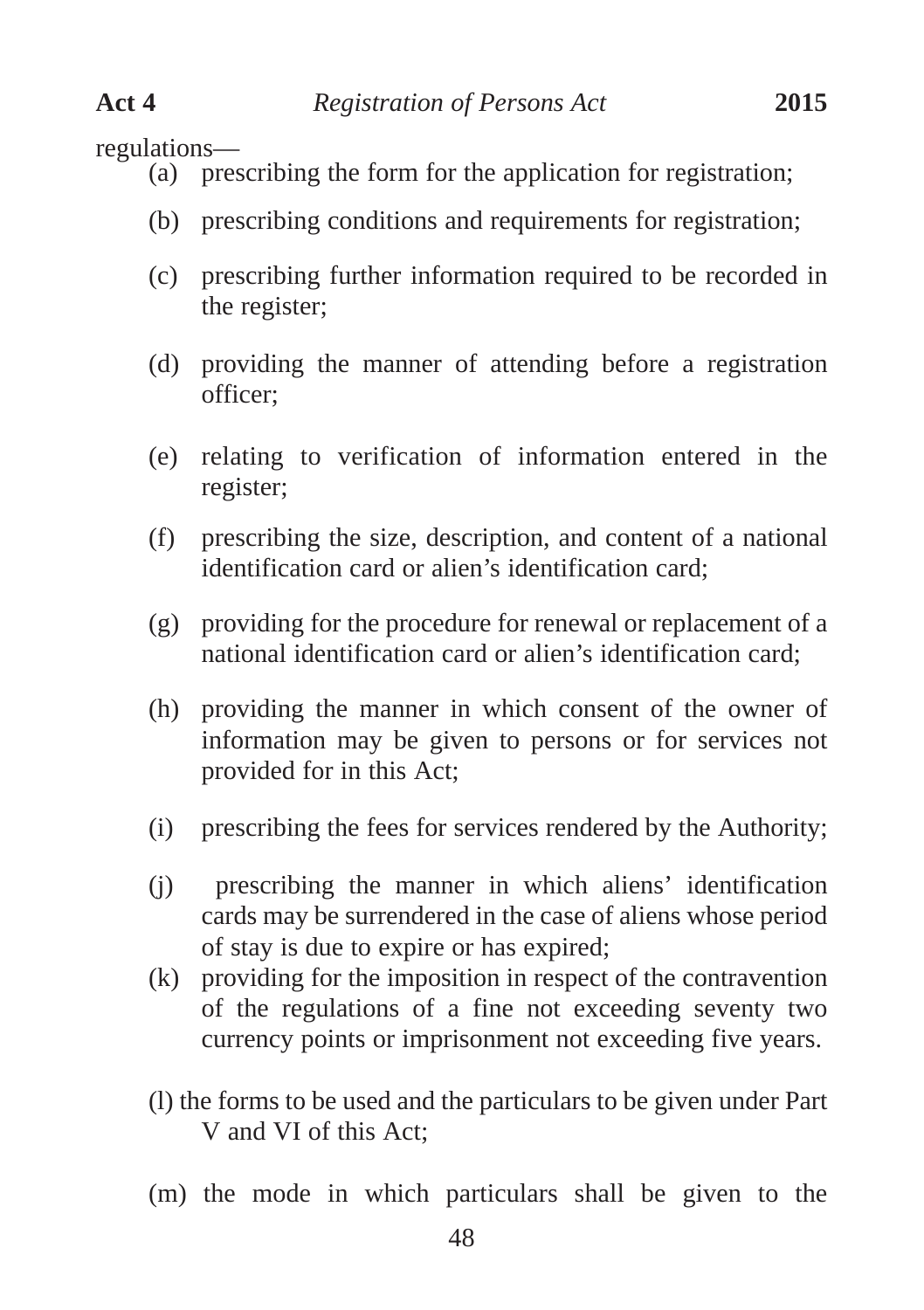regulations—

(a) prescribing the form for the application for registration;

(b) prescribing conditions and requirements for registration;

(c) prescribing further information required to be recorded in the register;

(d) providing the manner of attending before a registration officer;

(e) relating to verification of information entered in the register;

(f) prescribing the size, description, and content of a national identification card or alien's identification card;

(g) providing for the procedure for renewal or replacement of a national identification card or alien's identification card;

(h) providing the manner in which consent of the owner of information may be given to persons or for services not provided for in this Act;

(i) prescribing the fees for services rendered by the Authority;

(j) prescribing the manner in which aliens' identification cards may be surrendered in the case of aliens whose period of stay is due to expire or has expired;

(k) providing for the imposition in respect of the contravention of the regulations of a fine not exceeding seventy two currency points or imprisonment not exceeding five years.

(l) the forms to be used and the particulars to be given under Part V and VI of this Act;

(m) the mode in which particulars shall be given to the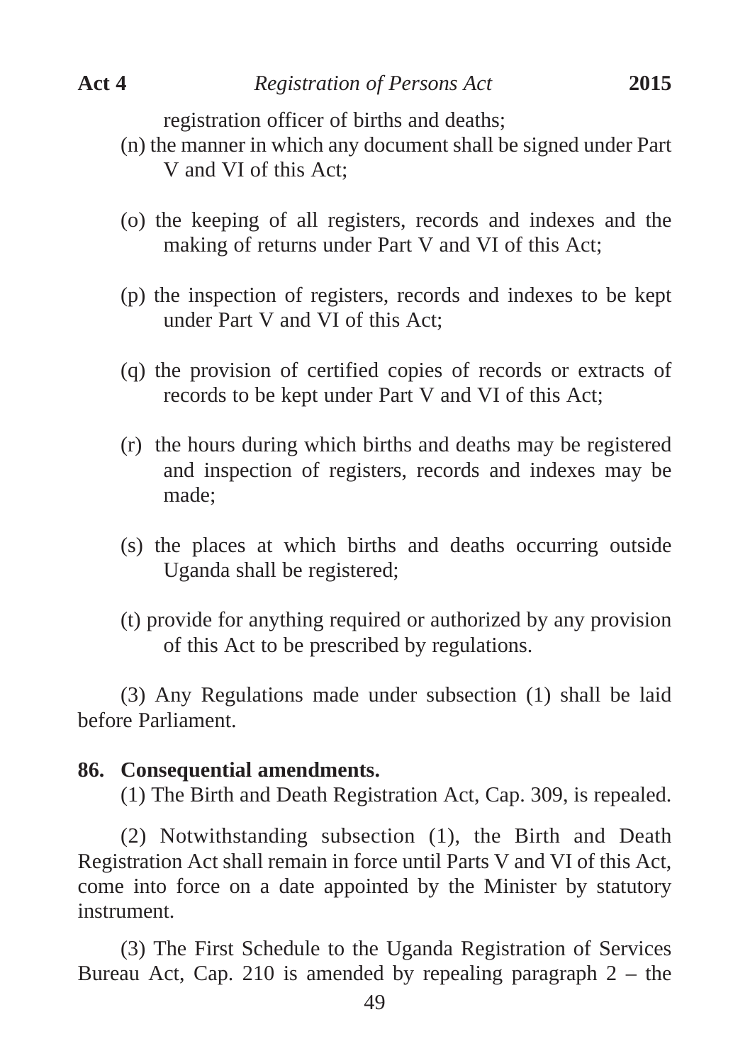registration officer of births and deaths;

(n) the manner in which any document shall be signed under Part V and VI of this Act;

(o) the keeping of all registers, records and indexes and the making of returns under Part V and VI of this Act;

(p) the inspection of registers, records and indexes to be kept under Part V and VI of this Act;

(q) the provision of certified copies of records or extracts of records to be kept under Part V and VI of this Act;

(r) the hours during which births and deaths may be registered and inspection of registers, records and indexes may be made;

(s) the places at which births and deaths occurring outside Uganda shall be registered;

(t) provide for anything required or authorized by any provision of this Act to be prescribed by regulations.

(3) Any Regulations made under subsection (1) shall be laid before Parliament.

**86. Consequential amendments.**

(1) The Birth and Death Registration Act, Cap. 309, is repealed.

(2) Notwithstanding subsection (1), the Birth and Death Registration Act shall remain in force until Parts V and VI of this Act, come into force on a date appointed by the Minister by statutory instrument.

(3) The First Schedule to the Uganda Registration of Services Bureau Act, Cap. 210 is amended by repealing paragraph 2 – the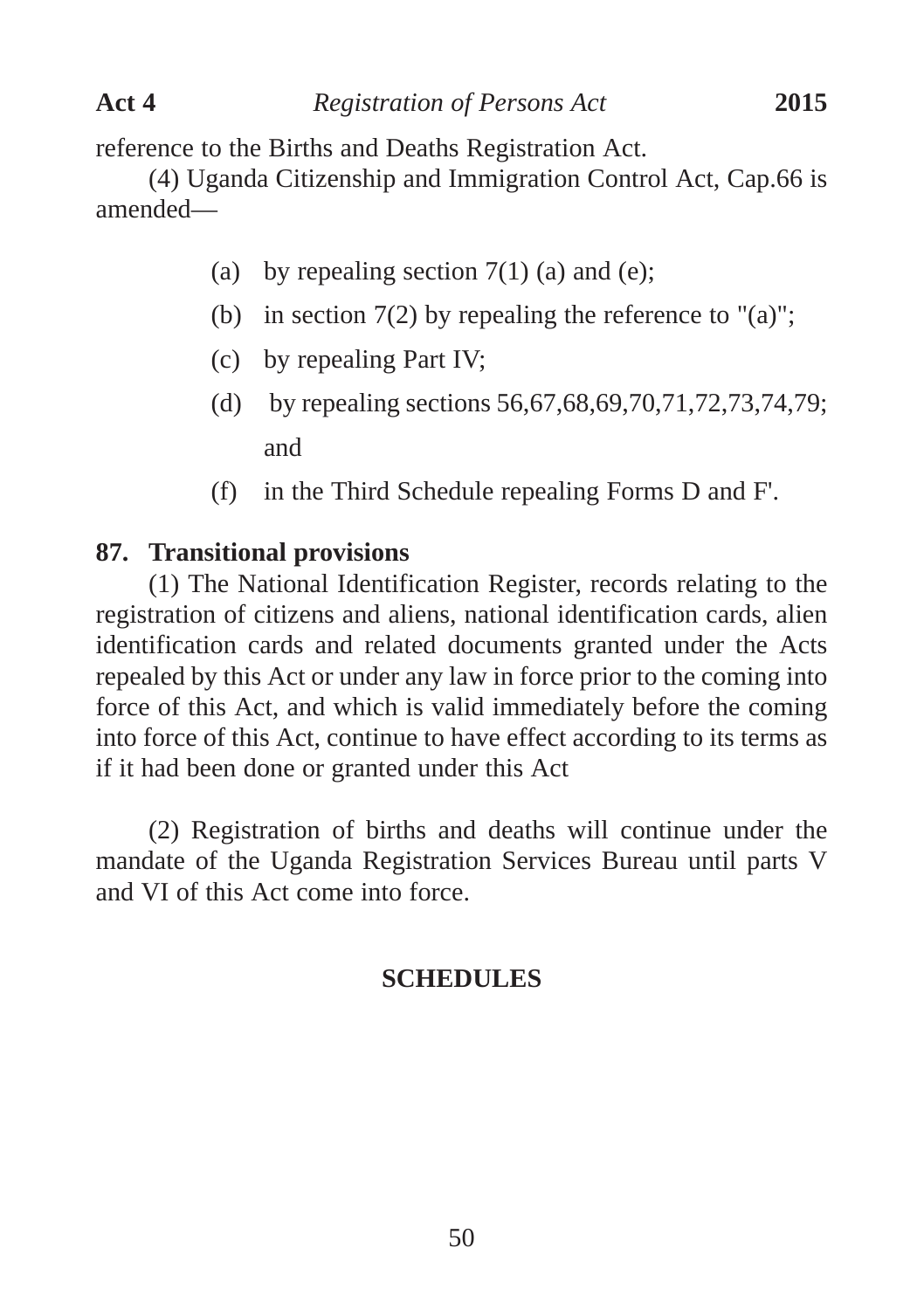reference to the Births and Deaths Registration Act.

(4) Uganda Citizenship and Immigration Control Act, Cap.66 is amended—

- (a) by repealing section 7(1) (a) and (e);
- (b) in section 7(2) by repealing the reference to "(a)";
- (c) by repealing Part IV;
- (d) by repealing sections 56,67,68,69,70,71,72,73,74,79; and
- (f) in the Third Schedule repealing Forms D and F'.

**87. Transitional provisions**

(1) The National Identification Register, records relating to the registration of citizens and aliens, national identification cards, alien identification cards and related documents granted under the Acts repealed by this Act or under any law in force prior to the coming into force of this Act, and which is valid immediately before the coming into force of this Act, continue to have effect according to its terms as if it had been done or granted under this Act

(2) Registration of births and deaths will continue under the mandate of the Uganda Registration Services Bureau until parts V and VI of this Act come into force.

## SCHEDULES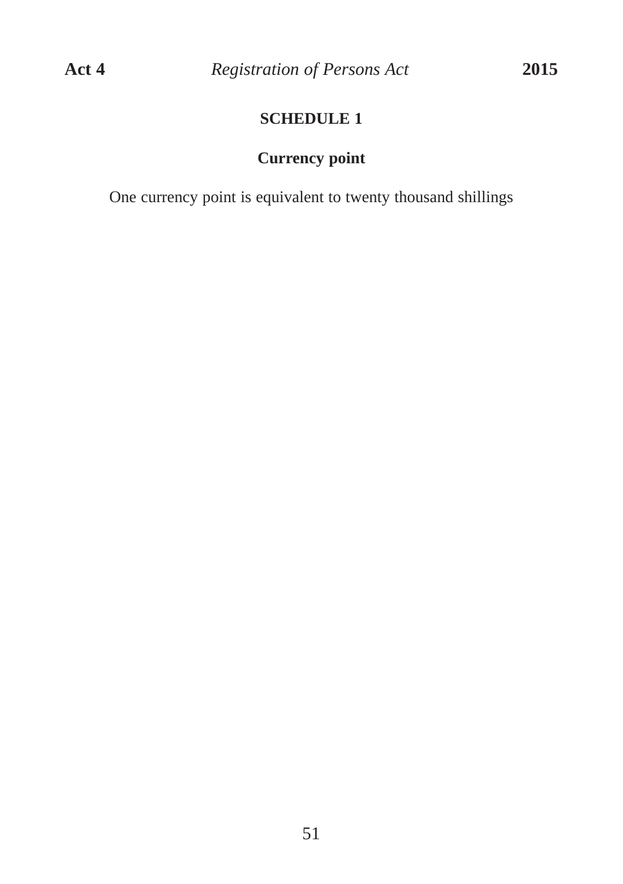## SCHEDULE 1

### Currency point

One currency point is equivalent to twenty thousand shillings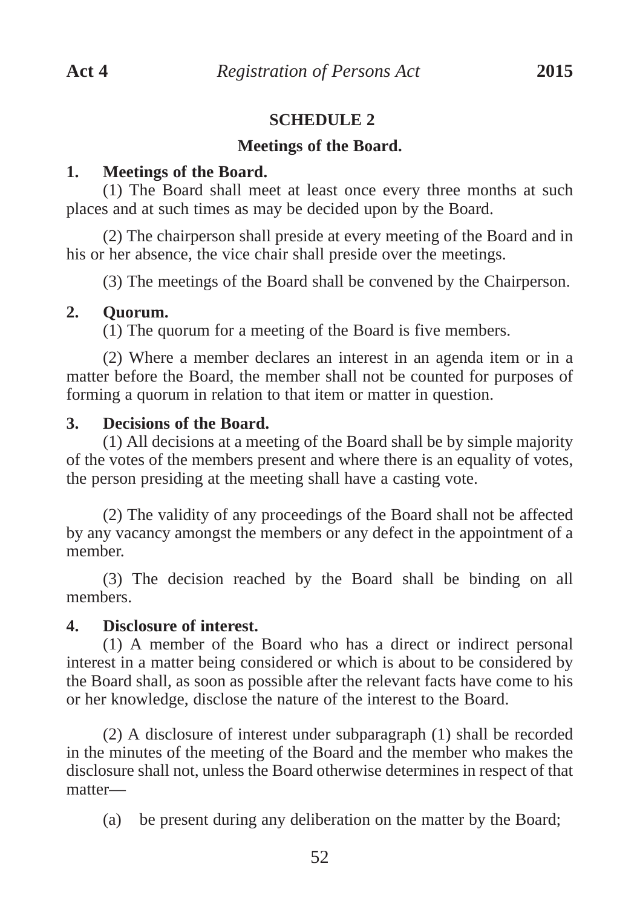## SCHEDULE 2

### Meetings of the Board.

**1. Meetings of the Board.**

(1) The Board shall meet at least once every three months at such places and at such times as may be decided upon by the Board.

(2) The chairperson shall preside at every meeting of the Board and in his or her absence, the vice chair shall preside over the meetings.

(3) The meetings of the Board shall be convened by the Chairperson.

**2. Quorum.**

(1) The quorum for a meeting of the Board is five members.

(2) Where a member declares an interest in an agenda item or in a matter before the Board, the member shall not be counted for purposes of forming a quorum in relation to that item or matter in question.

**3. Decisions of the Board.**

(1) All decisions at a meeting of the Board shall be by simple majority of the votes of the members present and where there is an equality of votes, the person presiding at the meeting shall have a casting vote.

(2) The validity of any proceedings of the Board shall not be affected by any vacancy amongst the members or any defect in the appointment of a member.

(3) The decision reached by the Board shall be binding on all members.

**4. Disclosure of interest.**

(1) A member of the Board who has a direct or indirect personal interest in a matter being considered or which is about to be considered by the Board shall, as soon as possible after the relevant facts have come to his or her knowledge, disclose the nature of the interest to the Board.

(2) A disclosure of interest under subparagraph (1) shall be recorded in the minutes of the meeting of the Board and the member who makes the disclosure shall not, unless the Board otherwise determines in respect of that matter—

(a) be present during any deliberation on the matter by the Board;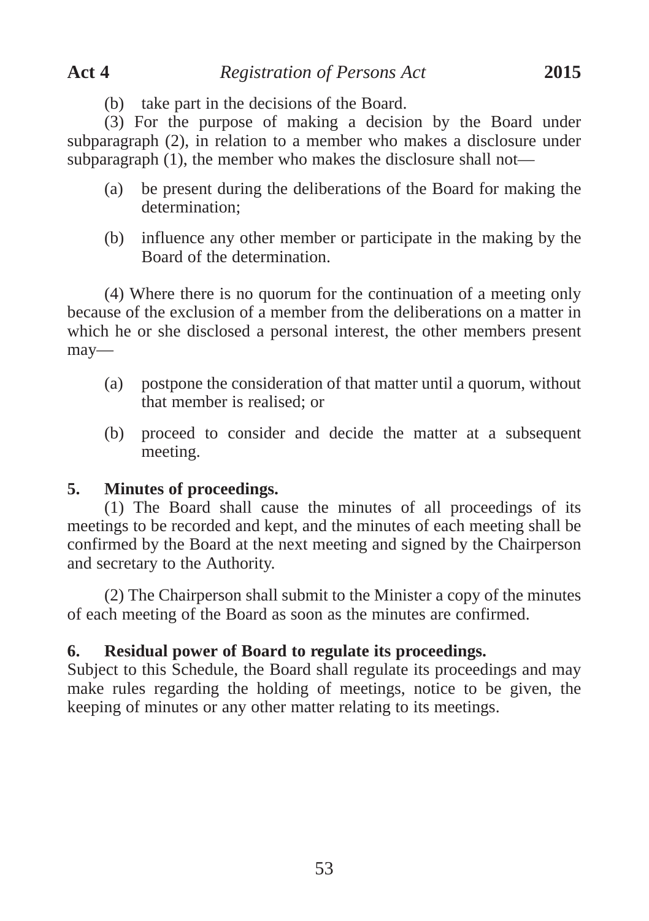(b) take part in the decisions of the Board.

(3) For the purpose of making a decision by the Board under subparagraph (2), in relation to a member who makes a disclosure under subparagraph (1), the member who makes the disclosure shall not—

(a) be present during the deliberations of the Board for making the determination;

(b) influence any other member or participate in the making by the Board of the determination.

(4) Where there is no quorum for the continuation of a meeting only because of the exclusion of a member from the deliberations on a matter in which he or she disclosed a personal interest, the other members present may—

(a) postpone the consideration of that matter until a quorum, without that member is realised; or

(b) proceed to consider and decide the matter at a subsequent meeting.

**5. Minutes of proceedings.**

(1) The Board shall cause the minutes of all proceedings of its meetings to be recorded and kept, and the minutes of each meeting shall be confirmed by the Board at the next meeting and signed by the Chairperson and secretary to the Authority.

(2) The Chairperson shall submit to the Minister a copy of the minutes of each meeting of the Board as soon as the minutes are confirmed.

**6. Residual power of Board to regulate its proceedings.**

Subject to this Schedule, the Board shall regulate its proceedings and may make rules regarding the holding of meetings, notice to be given, the keeping of minutes or any other matter relating to its meetings.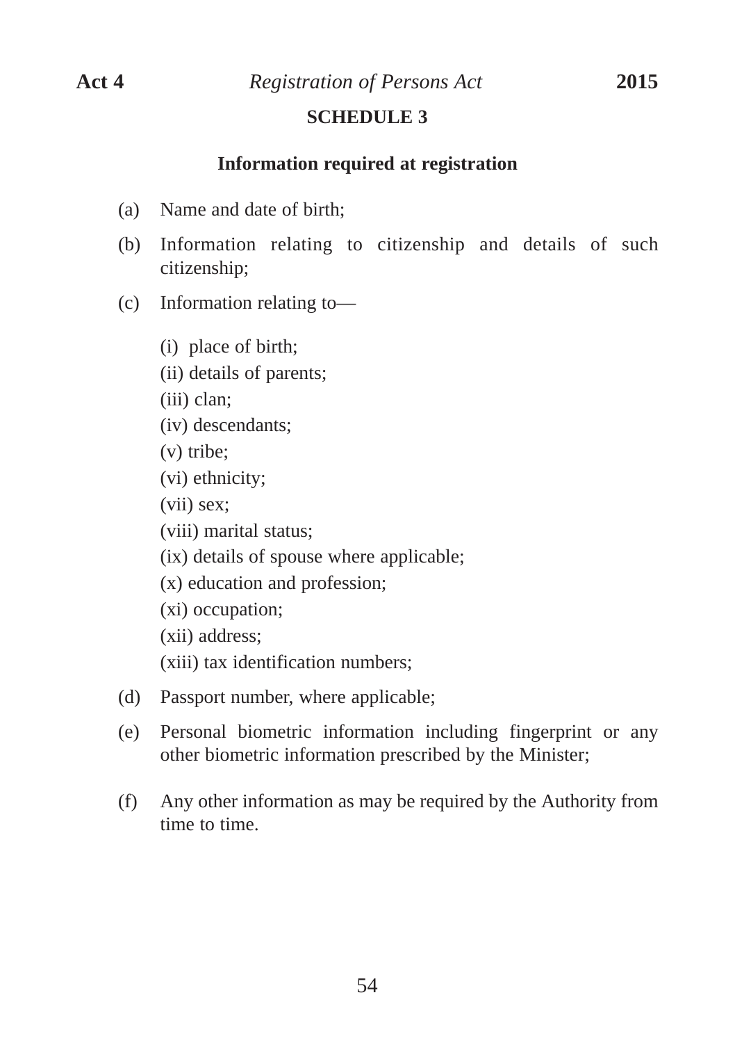## SCHEDULE 3

### Information required at registration

(a) Name and date of birth;

(b) Information relating to citizenship and details of such citizenship;

(c) Information relating to—

(i) place of birth;
(ii) details of parents;
(iii) clan;
(iv) descendants;
(v) tribe;
(vi) ethnicity;
(vii) sex;
(viii) marital status;
(ix) details of spouse where applicable;
(x) education and profession;
(xi) occupation;
(xii) address;
(xiii) tax identification numbers;

(d) Passport number, where applicable;

(e) Personal biometric information including fingerprint or any other biometric information prescribed by the Minister;

(f) Any other information as may be required by the Authority from time to time.